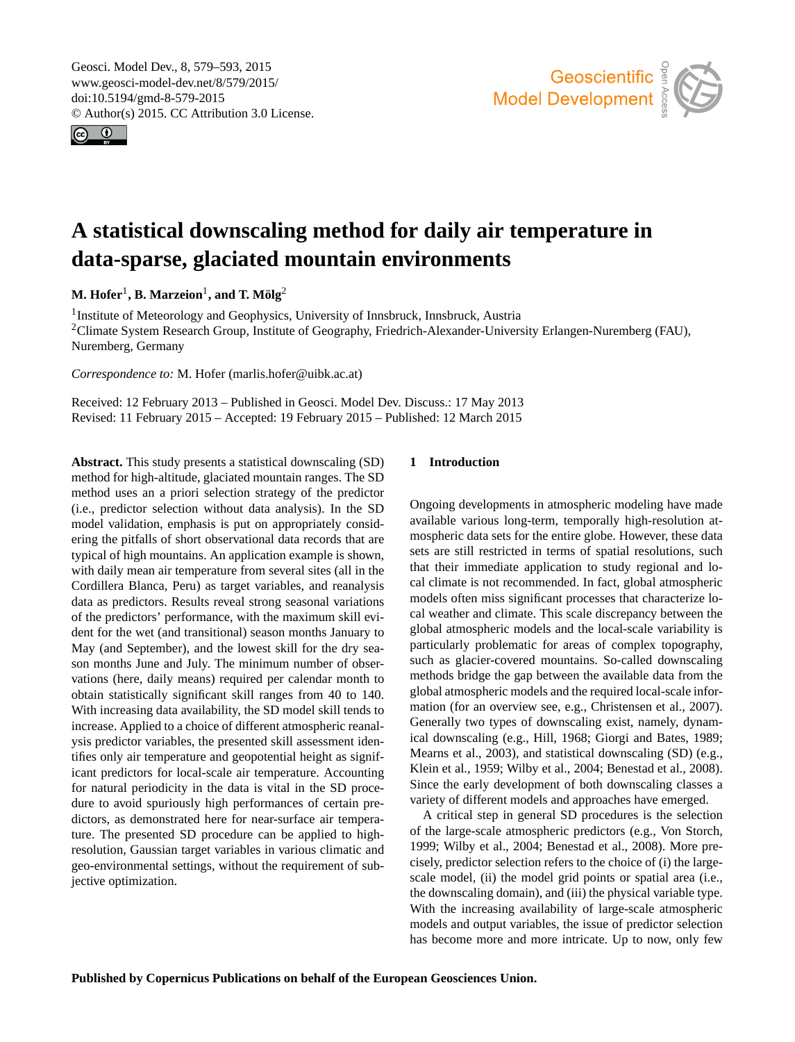Geosci. Model Dev., 8, 579–593, 2015
www.geosci-model-dev.net/8/579/2015/
doi:10.5194/gmd-8-579-2015
© Author(s) 2015. CC Attribution 3.0 License.

# A statistical downscaling method for daily air temperature in data-sparse, glaciated mountain environments

**M. Hofer[1], B. Marzeion[1], and T. Mölg[2]**

[1]Institute of Meteorology and Geophysics, University of Innsbruck, Innsbruck, Austria
[2]Climate System Research Group, Institute of Geography, Friedrich-Alexander-University Erlangen-Nuremberg (FAU), Nuremberg, Germany

*Correspondence to:* M. Hofer (marlis.hofer@uibk.ac.at)

Received: 12 February 2013 – Published in Geosci. Model Dev. Discuss.: 17 May 2013
Revised: 11 February 2015 – Accepted: 19 February 2015 – Published: 12 March 2015

**Abstract.** This study presents a statistical downscaling (SD) method for high-altitude, glaciated mountain ranges. The SD method uses an a priori selection strategy of the predictor (i.e., predictor selection without data analysis). In the SD model validation, emphasis is put on appropriately considering the pitfalls of short observational data records that are typical of high mountains. An application example is shown, with daily mean air temperature from several sites (all in the Cordillera Blanca, Peru) as target variables, and reanalysis data as predictors. Results reveal strong seasonal variations of the predictors' performance, with the maximum skill evident for the wet (and transitional) season months January to May (and September), and the lowest skill for the dry season months June and July. The minimum number of observations (here, daily means) required per calendar month to obtain statistically significant skill ranges from 40 to 140. With increasing data availability, the SD model skill tends to increase. Applied to a choice of different atmospheric reanalysis predictor variables, the presented skill assessment identifies only air temperature and geopotential height as significant predictors for local-scale air temperature. Accounting for natural periodicity in the data is vital in the SD procedure to avoid spuriously high performances of certain predictors, as demonstrated here for near-surface air temperature. The presented SD procedure can be applied to high-resolution, Gaussian target variables in various climatic and geo-environmental settings, without the requirement of subjective optimization.

## 1 Introduction

Ongoing developments in atmospheric modeling have made available various long-term, temporally high-resolution atmospheric data sets for the entire globe. However, these data sets are still restricted in terms of spatial resolutions, such that their immediate application to study regional and local climate is not recommended. In fact, global atmospheric models often miss significant processes that characterize local weather and climate. This scale discrepancy between the global atmospheric models and the local-scale variability is particularly problematic for areas of complex topography, such as glacier-covered mountains. So-called downscaling methods bridge the gap between the available data from the global atmospheric models and the required local-scale information (for an overview see, e.g., Christensen et al., 2007). Generally two types of downscaling exist, namely, dynamical downscaling (e.g., Hill, 1968; Giorgi and Bates, 1989; Mearns et al., 2003), and statistical downscaling (SD) (e.g., Klein et al., 1959; Wilby et al., 2004; Benestad et al., 2008). Since the early development of both downscaling classes a variety of different models and approaches have emerged.

A critical step in general SD procedures is the selection of the large-scale atmospheric predictors (e.g., Von Storch, 1999; Wilby et al., 2004; Benestad et al., 2008). More precisely, predictor selection refers to the choice of (i) the large-scale model, (ii) the model grid points or spatial area (i.e., the downscaling domain), and (iii) the physical variable type. With the increasing availability of large-scale atmospheric models and output variables, the issue of predictor selection has become more and more intricate. Up to now, only few

Published by Copernicus Publications on behalf of the European Geosciences Union.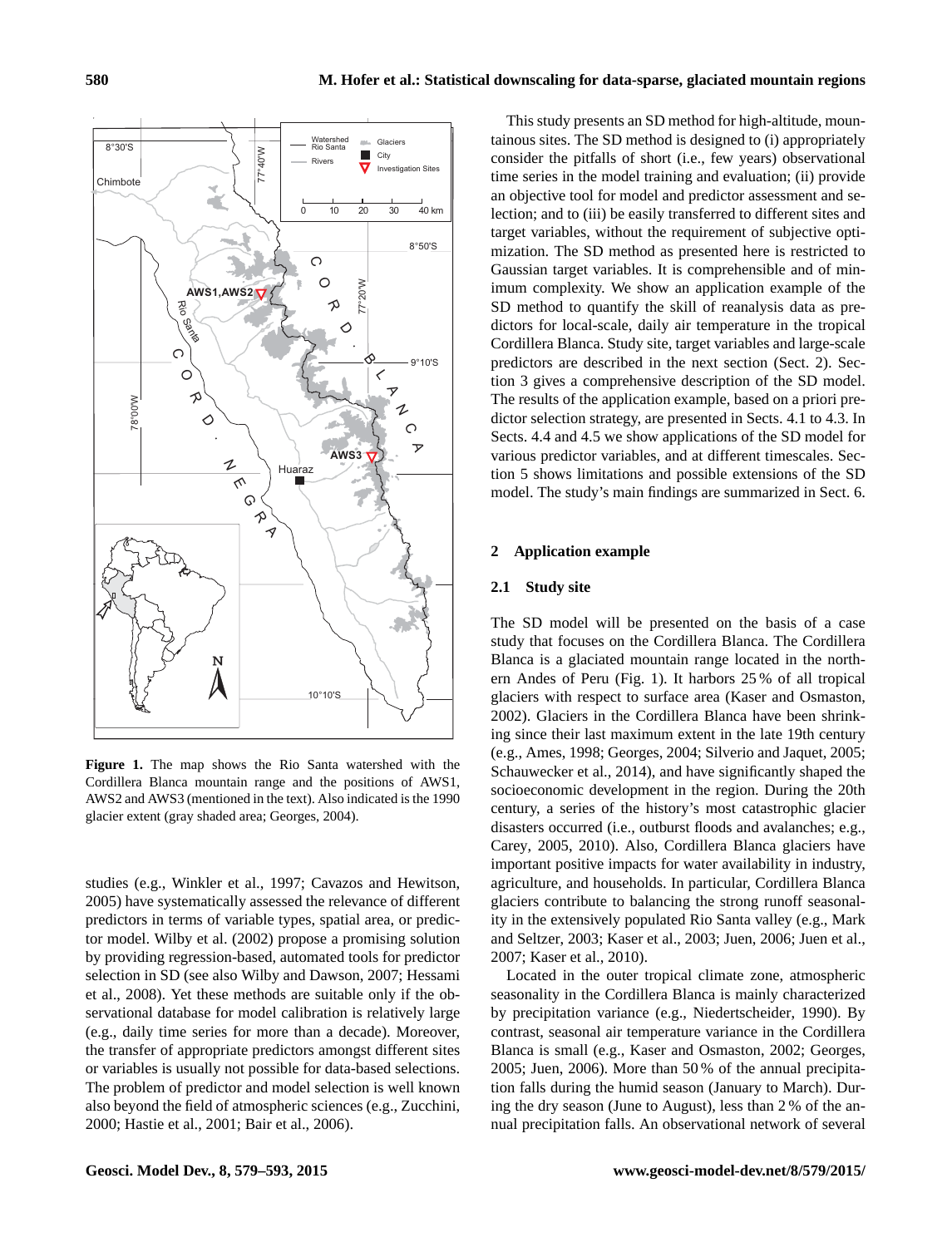Figure 1. The map shows the Rio Santa watershed with the Cordillera Blanca mountain range and the positions of AWS1, AWS2 and AWS3 (mentioned in the text). Also indicated is the 1990 glacier extent (gray shaded area; Georges, 2004).

studies (e.g., Winkler et al., 1997; Cavazos and Hewitson, 2005) have systematically assessed the relevance of different predictors in terms of variable types, spatial area, or predictor model. Wilby et al. (2002) propose a promising solution by providing regression-based, automated tools for predictor selection in SD (see also Wilby and Dawson, 2007; Hessami et al., 2008). Yet these methods are suitable only if the observational database for model calibration is relatively large (e.g., daily time series for more than a decade). Moreover, the transfer of appropriate predictors amongst different sites or variables is usually not possible for data-based selections. The problem of predictor and model selection is well known also beyond the field of atmospheric sciences (e.g., Zucchini, 2000; Hastie et al., 2001; Bair et al., 2006).

This study presents an SD method for high-altitude, mountainous sites. The SD method is designed to (i) appropriately consider the pitfalls of short (i.e., few years) observational time series in the model training and evaluation; (ii) provide an objective tool for model and predictor assessment and selection; and to (iii) be easily transferred to different sites and target variables, without the requirement of subjective optimization. The SD method as presented here is restricted to Gaussian target variables. It is comprehensible and of minimum complexity. We show an application example of the SD method to quantify the skill of reanalysis data as predictors for local-scale, daily air temperature in the tropical Cordillera Blanca. Study site, target variables and large-scale predictors are described in the next section (Sect. 2). Section 3 gives a comprehensive description of the SD model. The results of the application example, based on a priori predictor selection strategy, are presented in Sects. 4.1 to 4.3. In Sects. 4.4 and 4.5 we show applications of the SD model for various predictor variables, and at different timescales. Section 5 shows limitations and possible extensions of the SD model. The study's main findings are summarized in Sect. 6.

## 2 Application example

### 2.1 Study site

The SD model will be presented on the basis of a case study that focuses on the Cordillera Blanca. The Cordillera Blanca is a glaciated mountain range located in the northern Andes of Peru (Fig. 1). It harbors 25 % of all tropical glaciers with respect to surface area (Kaser and Osmaston, 2002). Glaciers in the Cordillera Blanca have been shrinking since their last maximum extent in the late 19th century (e.g., Ames, 1998; Georges, 2004; Silverio and Jaquet, 2005; Schauwecker et al., 2014), and have significantly shaped the socioeconomic development in the region. During the 20th century, a series of the history's most catastrophic glacier disasters occurred (i.e., outburst floods and avalanches; e.g., Carey, 2005, 2010). Also, Cordillera Blanca glaciers have important positive impacts for water availability in industry, agriculture, and households. In particular, Cordillera Blanca glaciers contribute to balancing the strong runoff seasonality in the extensively populated Rio Santa valley (e.g., Mark and Seltzer, 2003; Kaser et al., 2003; Juen, 2006; Juen et al., 2007; Kaser et al., 2010).

Located in the outer tropical climate zone, atmospheric seasonality in the Cordillera Blanca is mainly characterized by precipitation variance (e.g., Niedertscheider, 1990). By contrast, seasonal air temperature variance in the Cordillera Blanca is small (e.g., Kaser and Osmaston, 2002; Georges, 2005; Juen, 2006). More than 50 % of the annual precipitation falls during the humid season (January to March). During the dry season (June to August), less than 2 % of the annual precipitation falls. An observational network of several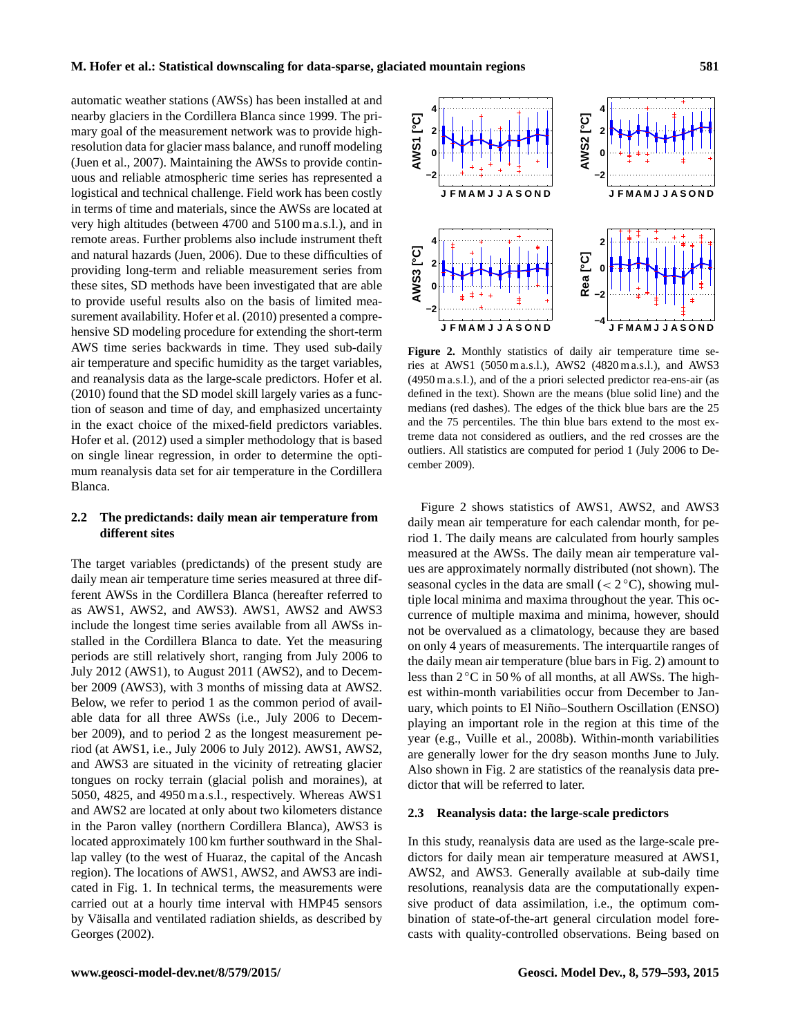automatic weather stations (AWSs) has been installed at and nearby glaciers in the Cordillera Blanca since 1999. The primary goal of the measurement network was to provide high-resolution data for glacier mass balance, and runoff modeling (Juen et al., 2007). Maintaining the AWSs to provide continuous and reliable atmospheric time series has represented a logistical and technical challenge. Field work has been costly in terms of time and materials, since the AWSs are located at very high altitudes (between 4700 and 5100 m a.s.l.), and in remote areas. Further problems also include instrument theft and natural hazards (Juen, 2006). Due to these difficulties of providing long-term and reliable measurement series from these sites, SD methods have been investigated that are able to provide useful results also on the basis of limited measurement availability. Hofer et al. (2010) presented a comprehensive SD modeling procedure for extending the short-term AWS time series backwards in time. They used sub-daily air temperature and specific humidity as the target variables, and reanalysis data as the large-scale predictors. Hofer et al. (2010) found that the SD model skill largely varies as a function of season and time of day, and emphasized uncertainty in the exact choice of the mixed-field predictors variables. Hofer et al. (2012) used a simpler methodology that is based on single linear regression, in order to determine the optimum reanalysis data set for air temperature in the Cordillera Blanca.

### 2.2 The predictands: daily mean air temperature from different sites

The target variables (predictands) of the present study are daily mean air temperature time series measured at three different AWSs in the Cordillera Blanca (hereafter referred to as AWS1, AWS2, and AWS3). AWS1, AWS2 and AWS3 include the longest time series available from all AWSs installed in the Cordillera Blanca to date. Yet the measuring periods are still relatively short, ranging from July 2006 to July 2012 (AWS1), to August 2011 (AWS2), and to December 2009 (AWS3), with 3 months of missing data at AWS2. Below, we refer to period 1 as the common period of available data for all three AWSs (i.e., July 2006 to December 2009), and to period 2 as the longest measurement period (at AWS1, i.e., July 2006 to July 2012). AWS1, AWS2, and AWS3 are situated in the vicinity of retreating glacier tongues on rocky terrain (glacial polish and moraines), at 5050, 4825, and 4950 m a.s.l., respectively. Whereas AWS1 and AWS2 are located at only about two kilometers distance in the Paron valley (northern Cordillera Blanca), AWS3 is located approximately 100 km further southward in the Shallap valley (to the west of Huaraz, the capital of the Ancash region). The locations of AWS1, AWS2, and AWS3 are indicated in Fig. 1. In technical terms, the measurements were carried out at a hourly time interval with HMP45 sensors by Väisalla and ventilated radiation shields, as described by Georges (2002).

**Figure 2.** Monthly statistics of daily air temperature time series at AWS1 (5050 m a.s.l.), AWS2 (4820 m a.s.l.), and AWS3 (4950 m a.s.l.), and of the a priori selected predictor rea-ens-air (as defined in the text). Shown are the means (blue solid line) and the medians (red dashes). The edges of the thick blue bars are the 25 and the 75 percentiles. The thin blue bars extend to the most extreme data not considered as outliers, and the red crosses are the outliers. All statistics are computed for period 1 (July 2006 to December 2009).

Figure 2 shows statistics of AWS1, AWS2, and AWS3 daily mean air temperature for each calendar month, for period 1. The daily means are calculated from hourly samples measured at the AWSs. The daily mean air temperature values are approximately normally distributed (not shown). The seasonal cycles in the data are small ($< 2\,^{\circ}$C), showing multiple local minima and maxima throughout the year. This occurrence of multiple maxima and minima, however, should not be overvalued as a climatology, because they are based on only 4 years of measurements. The interquartile ranges of the daily mean air temperature (blue bars in Fig. 2) amount to less than $2\,^{\circ}$C in 50 % of all months, at all AWSs. The highest within-month variabilities occur from December to January, which points to El Niño–Southern Oscillation (ENSO) playing an important role in the region at this time of the year (e.g., Vuille et al., 2008b). Within-month variabilities are generally lower for the dry season months June to July. Also shown in Fig. 2 are statistics of the reanalysis data predictor that will be referred to later.

### 2.3 Reanalysis data: the large-scale predictors

In this study, reanalysis data are used as the large-scale predictors for daily mean air temperature measured at AWS1, AWS2, and AWS3. Generally available at sub-daily time resolutions, reanalysis data are the computationally expensive product of data assimilation, i.e., the optimum combination of state-of-the-art general circulation model forecasts with quality-controlled observations. Being based on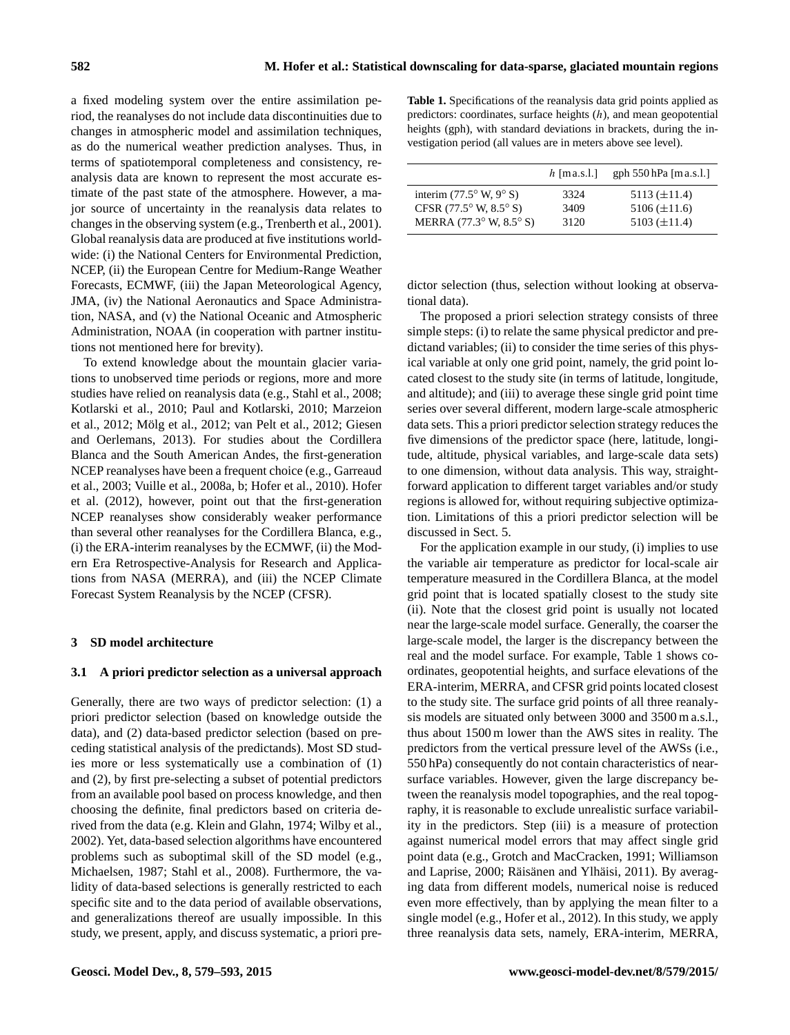a fixed modeling system over the entire assimilation period, the reanalyses do not include data discontinuities due to changes in atmospheric model and assimilation techniques, as do the numerical weather prediction analyses. Thus, in terms of spatiotemporal completeness and consistency, reanalysis data are known to represent the most accurate estimate of the past state of the atmosphere. However, a major source of uncertainty in the reanalysis data relates to changes in the observing system (e.g., Trenberth et al., 2001). Global reanalysis data are produced at five institutions worldwide: (i) the National Centers for Environmental Prediction, NCEP, (ii) the European Centre for Medium-Range Weather Forecasts, ECMWF, (iii) the Japan Meteorological Agency, JMA, (iv) the National Aeronautics and Space Administration, NASA, and (v) the National Oceanic and Atmospheric Administration, NOAA (in cooperation with partner institutions not mentioned here for brevity).

To extend knowledge about the mountain glacier variations to unobserved time periods or regions, more and more studies have relied on reanalysis data (e.g., Stahl et al., 2008; Kotlarski et al., 2010; Paul and Kotlarski, 2010; Marzeion et al., 2012; Mölg et al., 2012; van Pelt et al., 2012; Giesen and Oerlemans, 2013). For studies about the Cordillera Blanca and the South American Andes, the first-generation NCEP reanalyses have been a frequent choice (e.g., Garreaud et al., 2003; Vuille et al., 2008a, b; Hofer et al., 2010). Hofer et al. (2012), however, point out that the first-generation NCEP reanalyses show considerably weaker performance than several other reanalyses for the Cordillera Blanca, e.g., (i) the ERA-interim reanalyses by the ECMWF, (ii) the Modern Era Retrospective-Analysis for Research and Applications from NASA (MERRA), and (iii) the NCEP Climate Forecast System Reanalysis by the NCEP (CFSR).

## 3 SD model architecture

### 3.1 A priori predictor selection as a universal approach

Generally, there are two ways of predictor selection: (1) a priori predictor selection (based on knowledge outside the data), and (2) data-based predictor selection (based on preceding statistical analysis of the predictands). Most SD studies more or less systematically use a combination of (1) and (2), by first pre-selecting a subset of potential predictors from an available pool based on process knowledge, and then choosing the definite, final predictors based on criteria derived from the data (e.g. Klein and Glahn, 1974; Wilby et al., 2002). Yet, data-based selection algorithms have encountered problems such as suboptimal skill of the SD model (e.g., Michaelsen, 1987; Stahl et al., 2008). Furthermore, the validity of data-based selections is generally restricted to each specific site and to the data period of available observations, and generalizations thereof are usually impossible. In this study, we present, apply, and discuss systematic, a priori predictor selection (thus, selection without looking at observational data).

**Table 1.** Specifications of the reanalysis data grid points applied as predictors: coordinates, surface heights ($h$), and mean geopotential heights (gph), with standard deviations in brackets, during the investigation period (all values are in meters above see level).

| | $h$ [m a.s.l.] | gph 550 hPa [m a.s.l.] |
|---|---|---|
| interim (77.5° W, 9° S) | 3324 | 5113 (±11.4) |
| CFSR (77.5° W, 8.5° S) | 3409 | 5106 (±11.6) |
| MERRA (77.3° W, 8.5° S) | 3120 | 5103 (±11.4) |

The proposed a priori selection strategy consists of three simple steps: (i) to relate the same physical predictor and predictand variables; (ii) to consider the time series of this physical variable at only one grid point, namely, the grid point located closest to the study site (in terms of latitude, longitude, and altitude); and (iii) to average these single grid point time series over several different, modern large-scale atmospheric data sets. This a priori predictor selection strategy reduces the five dimensions of the predictor space (here, latitude, longitude, altitude, physical variables, and large-scale data sets) to one dimension, without data analysis. This way, straightforward application to different target variables and/or study regions is allowed for, without requiring subjective optimization. Limitations of this a priori predictor selection will be discussed in Sect. 5.

For the application example in our study, (i) implies to use the variable air temperature as predictor for local-scale air temperature measured in the Cordillera Blanca, at the model grid point that is located spatially closest to the study site (ii). Note that the closest grid point is usually not located near the large-scale model surface. Generally, the coarser the large-scale model, the larger is the discrepancy between the real and the model surface. For example, Table 1 shows coordinates, geopotential heights, and surface elevations of the ERA-interim, MERRA, and CFSR grid points located closest to the study site. The surface grid points of all three reanalysis models are situated only between 3000 and 3500 m a.s.l., thus about 1500 m lower than the AWS sites in reality. The predictors from the vertical pressure level of the AWSs (i.e., 550 hPa) consequently do not contain characteristics of near-surface variables. However, given the large discrepancy between the reanalysis model topographies, and the real topography, it is reasonable to exclude unrealistic surface variability in the predictors. Step (iii) is a measure of protection against numerical model errors that may affect single grid point data (e.g., Grotch and MacCracken, 1991; Williamson and Laprise, 2000; Räisänen and Ylhäisi, 2011). By averaging data from different models, numerical noise is reduced even more effectively, than by applying the mean filter to a single model (e.g., Hofer et al., 2012). In this study, we apply three reanalysis data sets, namely, ERA-interim, MERRA,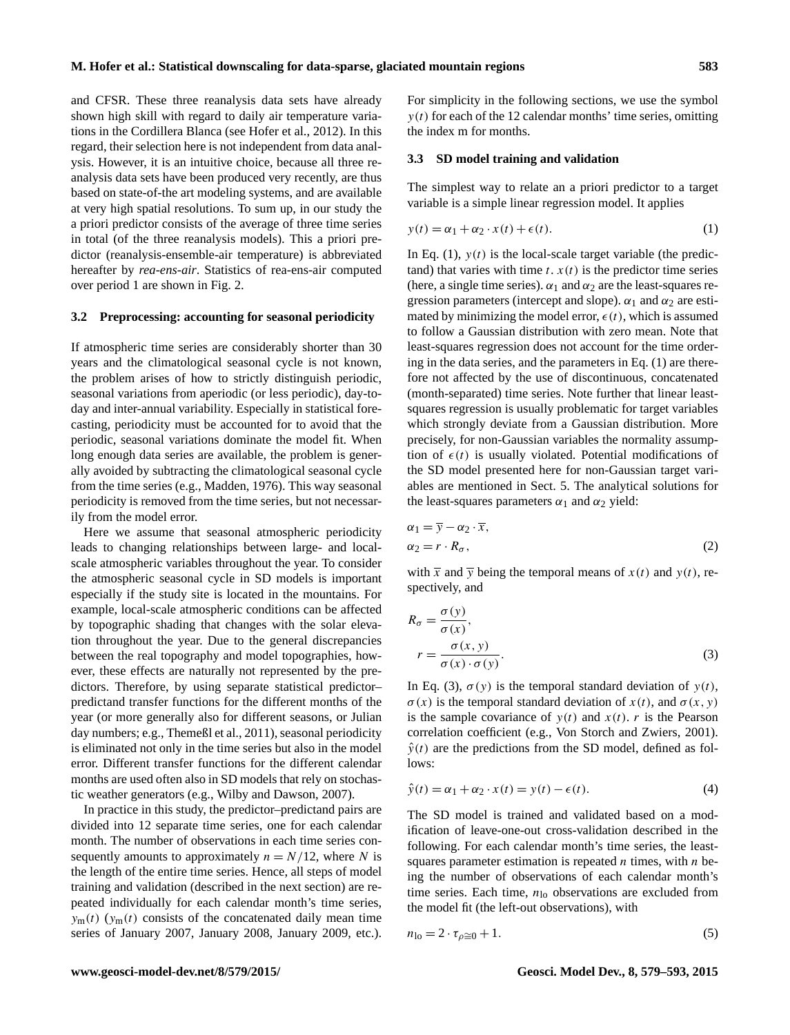and CFSR. These three reanalysis data sets have already shown high skill with regard to daily air temperature variations in the Cordillera Blanca (see Hofer et al., 2012). In this regard, their selection here is not independent from data analysis. However, it is an intuitive choice, because all three reanalysis data sets have been produced very recently, are thus based on state-of-the art modeling systems, and are available at very high spatial resolutions. To sum up, in our study the a priori predictor consists of the average of three time series in total (of the three reanalysis models). This a priori predictor (reanalysis-ensemble-air temperature) is abbreviated hereafter by *rea-ens-air*. Statistics of rea-ens-air computed over period 1 are shown in Fig. 2.

### 3.2 Preprocessing: accounting for seasonal periodicity

If atmospheric time series are considerably shorter than 30 years and the climatological seasonal cycle is not known, the problem arises of how to strictly distinguish periodic, seasonal variations from aperiodic (or less periodic), day-to-day and inter-annual variability. Especially in statistical forecasting, periodicity must be accounted for to avoid that the periodic, seasonal variations dominate the model fit. When long enough data series are available, the problem is generally avoided by subtracting the climatological seasonal cycle from the time series (e.g., Madden, 1976). This way seasonal periodicity is removed from the time series, but not necessarily from the model error.

Here we assume that seasonal atmospheric periodicity leads to changing relationships between large- and local-scale atmospheric variables throughout the year. To consider the atmospheric seasonal cycle in SD models is important especially if the study site is located in the mountains. For example, local-scale atmospheric conditions can be affected by topographic shading that changes with the solar elevation throughout the year. Due to the general discrepancies between the real topography and model topographies, however, these effects are naturally not represented by the predictors. Therefore, by using separate statistical predictor–predictand transfer functions for the different months of the year (or more generally also for different seasons, or Julian day numbers; e.g., Themeßl et al., 2011), seasonal periodicity is eliminated not only in the time series but also in the model error. Different transfer functions for the different calendar months are used often also in SD models that rely on stochastic weather generators (e.g., Wilby and Dawson, 2007).

In practice in this study, the predictor–predictand pairs are divided into 12 separate time series, one for each calendar month. The number of observations in each time series consequently amounts to approximately $n = N/12$, where $N$ is the length of the entire time series. Hence, all steps of model training and validation (described in the next section) are repeated individually for each calendar month's time series, $y_{\mathrm{m}}(t)$ ($y_{\mathrm{m}}(t)$ consists of the concatenated daily mean time series of January 2007, January 2008, January 2009, etc.). For simplicity in the following sections, we use the symbol $y(t)$ for each of the 12 calendar months' time series, omitting the index m for months.

### 3.3 SD model training and validation

The simplest way to relate an a priori predictor to a target variable is a simple linear regression model. It applies

$$y(t) = \alpha_1 + \alpha_2 \cdot x(t) + \epsilon(t). \tag{1}$$

In Eq. (1), $y(t)$ is the local-scale target variable (the predictand) that varies with time $t$. $x(t)$ is the predictor time series (here, a single time series). $\alpha_1$ and $\alpha_2$ are the least-squares regression parameters (intercept and slope). $\alpha_1$ and $\alpha_2$ are estimated by minimizing the model error, $\epsilon(t)$, which is assumed to follow a Gaussian distribution with zero mean. Note that least-squares regression does not account for the time ordering in the data series, and the parameters in Eq. (1) are therefore not affected by the use of discontinuous, concatenated (month-separated) time series. Note further that linear least-squares regression is usually problematic for target variables which strongly deviate from a Gaussian distribution. More precisely, for non-Gaussian variables the normality assumption of $\epsilon(t)$ is usually violated. Potential modifications of the SD model presented here for non-Gaussian target variables are mentioned in Sect. 5. The analytical solutions for the least-squares parameters $\alpha_1$ and $\alpha_2$ yield:

$$\begin{aligned}
\alpha_1 &= \overline{y} - \alpha_2 \cdot \overline{x}, \\
\alpha_2 &= r \cdot R_\sigma,
\end{aligned} \tag{2}$$

with $\overline{x}$ and $\overline{y}$ being the temporal means of $x(t)$ and $y(t)$, respectively, and

$$\begin{aligned}
R_\sigma &= \frac{\sigma(y)}{\sigma(x)}, \\
r &= \frac{\sigma(x, y)}{\sigma(x) \cdot \sigma(y)}.
\end{aligned} \tag{3}$$

In Eq. (3), $\sigma(y)$ is the temporal standard deviation of $y(t)$, $\sigma(x)$ is the temporal standard deviation of $x(t)$, and $\sigma(x, y)$ is the sample covariance of $y(t)$ and $x(t)$. $r$ is the Pearson correlation coefficient (e.g., Von Storch and Zwiers, 2001). $\hat{y}(t)$ are the predictions from the SD model, defined as follows:

$$\hat{y}(t) = \alpha_1 + \alpha_2 \cdot x(t) = y(t) - \epsilon(t). \tag{4}$$

The SD model is trained and validated based on a modification of leave-one-out cross-validation described in the following. For each calendar month's time series, the least-squares parameter estimation is repeated $n$ times, with $n$ being the number of observations of each calendar month's time series. Each time, $n_{\mathrm{lo}}$ observations are excluded from the model fit (the left-out observations), with

$$n_{\mathrm{lo}} = 2 \cdot \tau_{\rho \cong 0} + 1. \tag{5}$$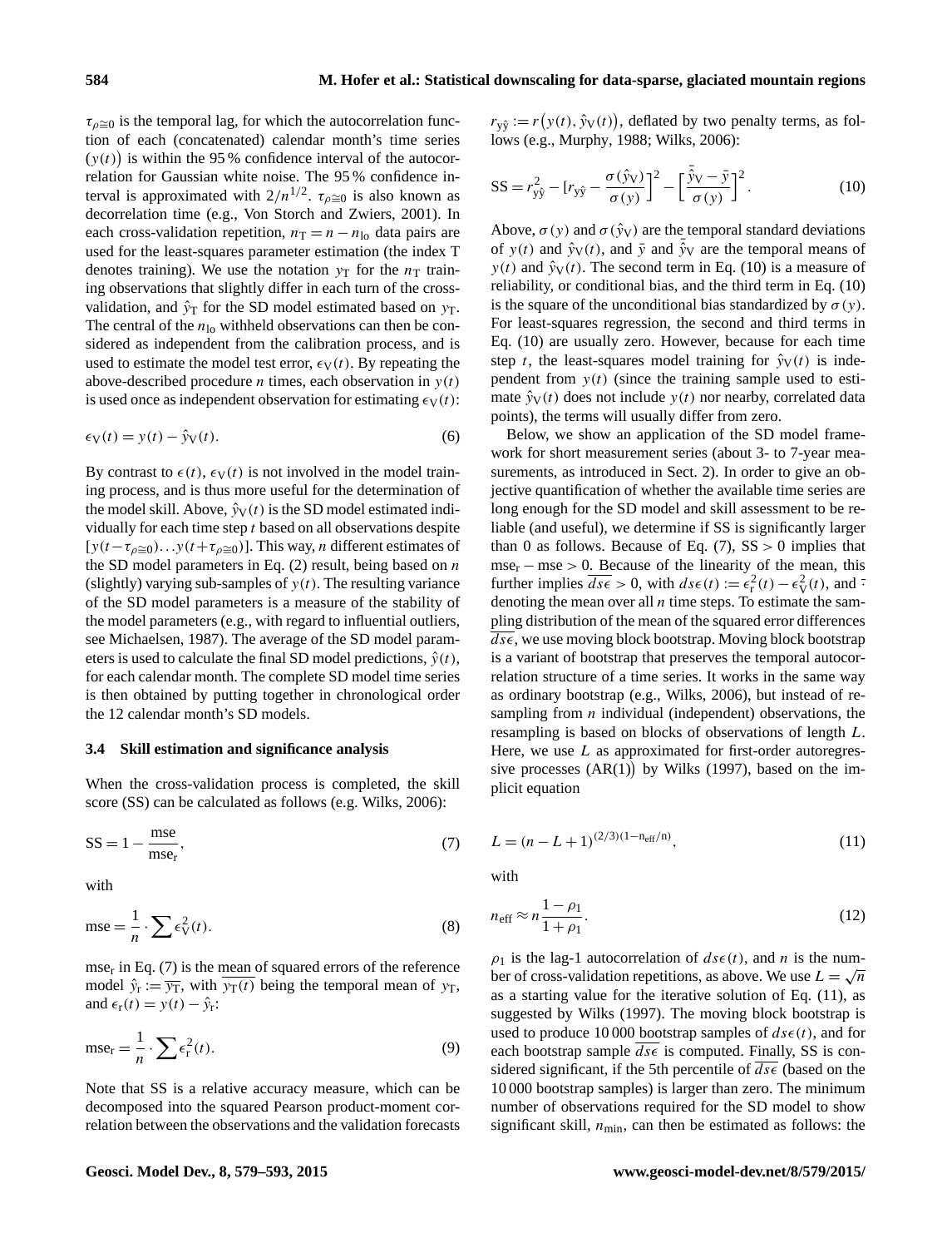$\tau_{\rho\cong 0}$ is the temporal lag, for which the autocorrelation function of each (concatenated) calendar month's time series $(y(t))$ is within the 95 % confidence interval of the autocorrelation for Gaussian white noise. The 95 % confidence interval is approximated with $2/n^{1/2}$. $\tau_{\rho\cong 0}$ is also known as decorrelation time (e.g., Von Storch and Zwiers, 2001). In each cross-validation repetition, $n_{\mathrm{T}} = n - n_{\mathrm{lo}}$ data pairs are used for the least-squares parameter estimation (the index T denotes training). We use the notation $y_{\mathrm{T}}$ for the $n_{\mathrm{T}}$ training observations that slightly differ in each turn of the cross-validation, and $\hat{y}_{\mathrm{T}}$ for the SD model estimated based on $y_{\mathrm{T}}$. The central of the $n_{\mathrm{lo}}$ withheld observations can then be considered as independent from the calibration process, and is used to estimate the model test error, $\epsilon_{\mathrm{V}}(t)$. By repeating the above-described procedure $n$ times, each observation in $y(t)$ is used once as independent observation for estimating $\epsilon_{\mathrm{V}}(t)$:

$$\epsilon_{\mathrm{V}}(t) = y(t) - \hat{y}_{\mathrm{V}}(t). \tag{6}$$

By contrast to $\epsilon(t)$, $\epsilon_{\mathrm{V}}(t)$ is not involved in the model training process, and is thus more useful for the determination of the model skill. Above, $\hat{y}_{\mathrm{V}}(t)$ is the SD model estimated individually for each time step $t$ based on all observations despite $[y(t-\tau_{\rho\cong 0})\ldots y(t+\tau_{\rho\cong 0})]$. This way, $n$ different estimates of the SD model parameters in Eq. (2) result, being based on $n$ (slightly) varying sub-samples of $y(t)$. The resulting variance of the SD model parameters is a measure of the stability of the model parameters (e.g., with regard to influential outliers, see Michaelsen, 1987). The average of the SD model parameters is used to calculate the final SD model predictions, $\hat{y}(t)$, for each calendar month. The complete SD model time series is then obtained by putting together in chronological order the 12 calendar month's SD models.

### 3.4 Skill estimation and significance analysis

When the cross-validation process is completed, the skill score (SS) can be calculated as follows (e.g. Wilks, 2006):

$$\mathrm{SS} = 1 - \frac{\mathrm{mse}}{\mathrm{mse_r}}, \tag{7}$$

with

$$\mathrm{mse} = \frac{1}{n} \cdot \sum \epsilon_{\mathrm{V}}^2(t). \tag{8}$$

$\mathrm{mse_r}$ in Eq. (7) is the mean of squared errors of the reference model $\hat{y}_{\mathrm{r}} := \overline{y_{\mathrm{T}}}$, with $\overline{y_{\mathrm{T}}(t)}$ being the temporal mean of $y_{\mathrm{T}}$, and $\epsilon_{\mathrm{r}}(t) = y(t) - \hat{y}_{\mathrm{r}}$:

$$\mathrm{mse_r} = \frac{1}{n} \cdot \sum \epsilon_{\mathrm{r}}^2(t). \tag{9}$$

Note that SS is a relative accuracy measure, which can be decomposed into the squared Pearson product-moment correlation between the observations and the validation forecasts $r_{y\hat{y}} := r\big(y(t), \hat{y}_{\mathrm{V}}(t)\big)$, deflated by two penalty terms, as follows (e.g., Murphy, 1988; Wilks, 2006):

$$\mathrm{SS} = r_{y\hat{y}}^2 - \left[r_{y\hat{y}} - \frac{\sigma(\hat{y}_{\mathrm{V}})}{\sigma(y)}\right]^2 - \left[\frac{\bar{\hat{y}}_{\mathrm{V}} - \bar{y}}{\sigma(y)}\right]^2. \tag{10}$$

Above, $\sigma(y)$ and $\sigma(\hat{y}_{\mathrm{V}})$ are the temporal standard deviations of $y(t)$ and $\hat{y}_{\mathrm{V}}(t)$, and $\bar{y}$ and $\bar{\hat{y}}_{\mathrm{V}}$ are the temporal means of $y(t)$ and $\hat{y}_{\mathrm{V}}(t)$. The second term in Eq. (10) is a measure of reliability, or conditional bias, and the third term in Eq. (10) is the square of the unconditional bias standardized by $\sigma(y)$. For least-squares regression, the second and third terms in Eq. (10) are usually zero. However, because for each time step $t$, the least-squares model training for $\hat{y}_{\mathrm{V}}(t)$ is independent from $y(t)$ (since the training sample used to estimate $\hat{y}_{\mathrm{V}}(t)$ does not include $y(t)$ nor nearby, correlated data points), the terms will usually differ from zero.

Below, we show an application of the SD model framework for short measurement series (about 3- to 7-year measurements, as introduced in Sect. 2). In order to give an objective quantification of whether the available time series are long enough for the SD model and skill assessment to be reliable (and useful), we determine if SS is significantly larger than 0 as follows. Because of Eq. (7), $\mathrm{SS} > 0$ implies that $\mathrm{mse_r} - \mathrm{mse} > 0$. Because of the linearity of the mean, this further implies $\overline{ds\epsilon} > 0$, with $ds\epsilon(t) := \epsilon_{\mathrm{r}}^2(t) - \epsilon_{\mathrm{V}}^2(t)$, and $\bar{\cdot}$ denoting the mean over all $n$ time steps. To estimate the sampling distribution of the mean of the squared error differences $\overline{ds\epsilon}$, we use moving block bootstrap. Moving block bootstrap is a variant of bootstrap that preserves the temporal autocorrelation structure of a time series. It works in the same way as ordinary bootstrap (e.g., Wilks, 2006), but instead of resampling from $n$ individual (independent) observations, the resampling is based on blocks of observations of length $L$. Here, we use $L$ as approximated for first-order autoregressive processes $(\mathrm{AR}(1))$ by Wilks (1997), based on the implicit equation

$$L = (n - L + 1)^{(2/3)(1 - n_{\mathrm{eff}}/n)}, \tag{11}$$

with

$$n_{\mathrm{eff}} \approx n \frac{1 - \rho_1}{1 + \rho_1}. \tag{12}$$

$\rho_1$ is the lag-1 autocorrelation of $ds\epsilon(t)$, and $n$ is the number of cross-validation repetitions, as above. We use $L = \sqrt{n}$ as a starting value for the iterative solution of Eq. (11), as suggested by Wilks (1997). The moving block bootstrap is used to produce 10 000 bootstrap samples of $ds\epsilon(t)$, and for each bootstrap sample $\overline{ds\epsilon}$ is computed. Finally, SS is considered significant, if the 5th percentile of $\overline{ds\epsilon}$ (based on the 10 000 bootstrap samples) is larger than zero. The minimum number of observations required for the SD model to show significant skill, $n_{\min}$, can then be estimated as follows: the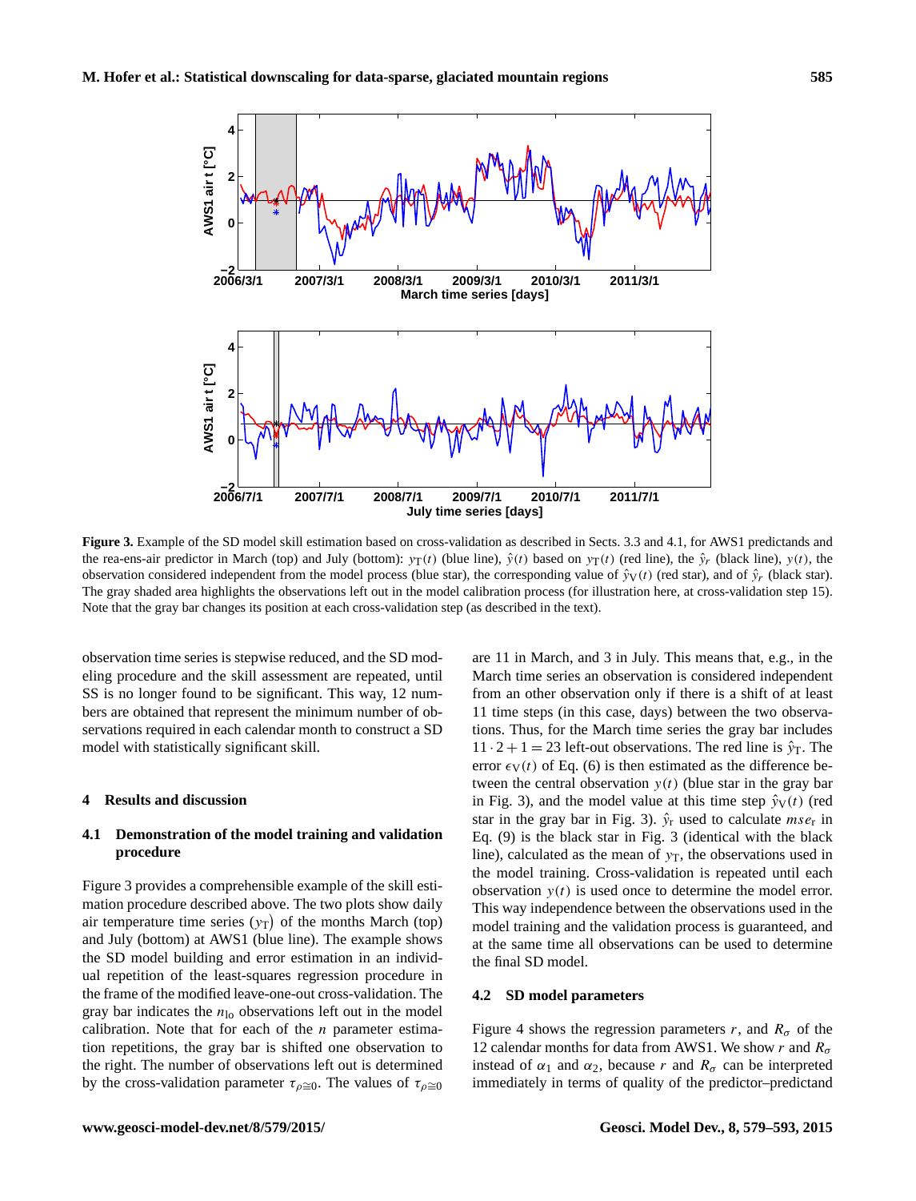**Figure 3.** Example of the SD model skill estimation based on cross-validation as described in Sects. 3.3 and 4.1, for AWS1 predictands and the rea-ens-air predictor in March (top) and July (bottom): $y_\mathrm{T}(t)$ (blue line), $\hat{y}(t)$ based on $y_\mathrm{T}(t)$ (red line), the $\hat{y}_r$ (black line), $y(t)$, the observation considered independent from the model process (blue star), the corresponding value of $\hat{y}_\mathrm{V}(t)$ (red star), and of $\hat{y}_r$ (black star). The gray shaded area highlights the observations left out in the model calibration process (for illustration here, at cross-validation step 15). Note that the gray bar changes its position at each cross-validation step (as described in the text).

observation time series is stepwise reduced, and the SD modeling procedure and the skill assessment are repeated, until SS is no longer found to be significant. This way, 12 numbers are obtained that represent the minimum number of observations required in each calendar month to construct a SD model with statistically significant skill.

## 4 Results and discussion

### 4.1 Demonstration of the model training and validation procedure

Figure 3 provides a comprehensible example of the skill estimation procedure described above. The two plots show daily air temperature time series ($y_\mathrm{T}$) of the months March (top) and July (bottom) at AWS1 (blue line). The example shows the SD model building and error estimation in an individual repetition of the least-squares regression procedure in the frame of the modified leave-one-out cross-validation. The gray bar indicates the $n_\mathrm{lo}$ observations left out in the model calibration. Note that for each of the $n$ parameter estimation repetitions, the gray bar is shifted one observation to the right. The number of observations left out is determined by the cross-validation parameter $\tau_{\rho\cong 0}$. The values of $\tau_{\rho\cong 0}$ are 11 in March, and 3 in July. This means that, e.g., in the March time series an observation is considered independent from an other observation only if there is a shift of at least 11 time steps (in this case, days) between the two observations. Thus, for the March time series the gray bar includes $11 \cdot 2 + 1 = 23$ left-out observations. The red line is $\hat{y}_\mathrm{T}$. The error $\epsilon_\mathrm{V}(t)$ of Eq. (6) is then estimated as the difference between the central observation $y(t)$ (blue star in the gray bar in Fig. 3), and the model value at this time step $\hat{y}_\mathrm{V}(t)$ (red star in the gray bar in Fig. 3). $\hat{y}_\mathrm{r}$ used to calculate $mse_\mathrm{r}$ in Eq. (9) is the black star in Fig. 3 (identical with the black line), calculated as the mean of $y_\mathrm{T}$, the observations used in the model training. Cross-validation is repeated until each observation $y(t)$ is used once to determine the model error. This way independence between the observations used in the model training and the validation process is guaranteed, and at the same time all observations can be used to determine the final SD model.

### 4.2 SD model parameters

Figure 4 shows the regression parameters $r$, and $R_\sigma$ of the 12 calendar months for data from AWS1. We show $r$ and $R_\sigma$ instead of $\alpha_1$ and $\alpha_2$, because $r$ and $R_\sigma$ can be interpreted immediately in terms of quality of the predictor–predictand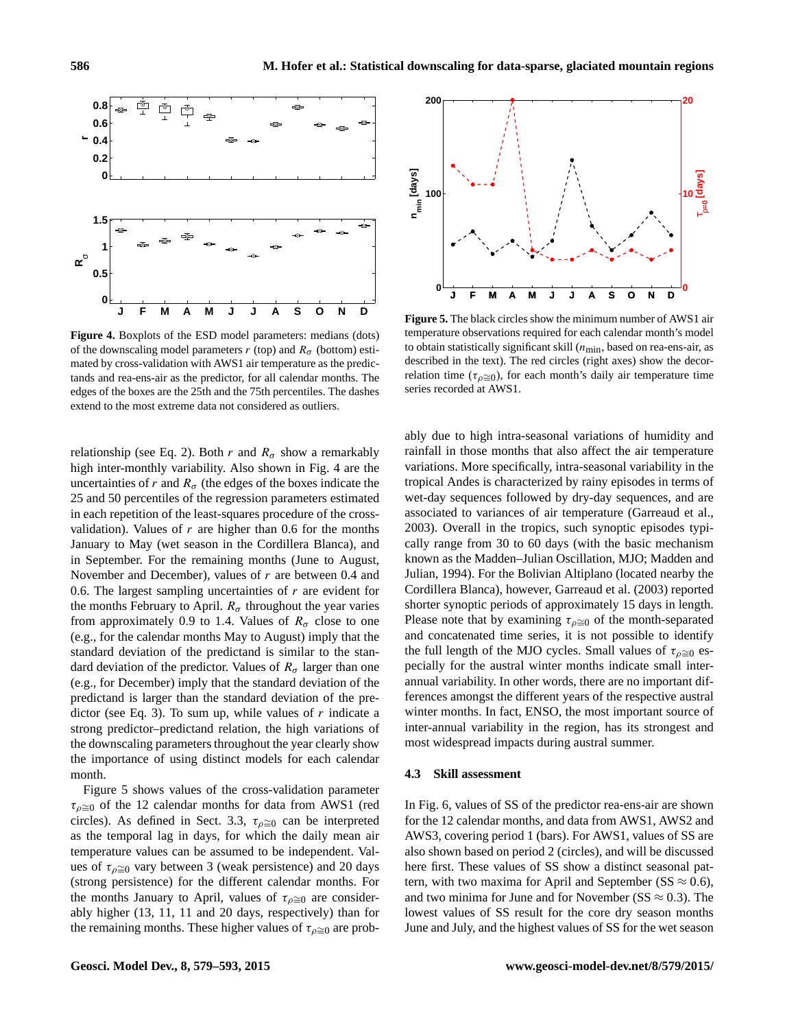**Figure 4.** Boxplots of the ESD model parameters: medians (dots) of the downscaling model parameters $r$ (top) and $R_\sigma$ (bottom) estimated by cross-validation with AWS1 air temperature as the predictands and rea-ens-air as the predictor, for all calendar months. The edges of the boxes are the 25th and the 75th percentiles. The dashes extend to the most extreme data not considered as outliers.

**Figure 5.** The black circles show the minimum number of AWS1 air temperature observations required for each calendar month's model to obtain statistically significant skill ($n_{\text{min}}$, based on rea-ens-air, as described in the text). The red circles (right axes) show the decorrelation time ($\tau_{\rho \cong 0}$), for each month's daily air temperature time series recorded at AWS1.

relationship (see Eq. 2). Both $r$ and $R_\sigma$ show a remarkably high inter-monthly variability. Also shown in Fig. 4 are the uncertainties of $r$ and $R_\sigma$ (the edges of the boxes indicate the 25 and 50 percentiles of the regression parameters estimated in each repetition of the least-squares procedure of the cross-validation). Values of $r$ are higher than 0.6 for the months January to May (wet season in the Cordillera Blanca), and in September. For the remaining months (June to August, November and December), values of $r$ are between 0.4 and 0.6. The largest sampling uncertainties of $r$ are evident for the months February to April. $R_\sigma$ throughout the year varies from approximately 0.9 to 1.4. Values of $R_\sigma$ close to one (e.g., for the calendar months May to August) imply that the standard deviation of the predictand is similar to the standard deviation of the predictor. Values of $R_\sigma$ larger than one (e.g., for December) imply that the standard deviation of the predictand is larger than the standard deviation of the predictor (see Eq. 3). To sum up, while values of $r$ indicate a strong predictor–predictand relation, the high variations of the downscaling parameters throughout the year clearly show the importance of using distinct models for each calendar month.

Figure 5 shows values of the cross-validation parameter $\tau_{\rho \cong 0}$ of the 12 calendar months for data from AWS1 (red circles). As defined in Sect. 3.3, $\tau_{\rho \cong 0}$ can be interpreted as the temporal lag in days, for which the daily mean air temperature values can be assumed to be independent. Values of $\tau_{\rho \cong 0}$ vary between 3 (weak persistence) and 20 days (strong persistence) for the different calendar months. For the months January to April, values of $\tau_{\rho \cong 0}$ are considerably higher (13, 11, 11 and 20 days, respectively) than for the remaining months. These higher values of $\tau_{\rho \cong 0}$ are probably due to high intra-seasonal variations of humidity and rainfall in those months that also affect the air temperature variations. More specifically, intra-seasonal variability in the tropical Andes is characterized by rainy episodes in terms of wet-day sequences followed by dry-day sequences, and are associated to variances of air temperature (Garreaud et al., 2003). Overall in the tropics, such synoptic episodes typically range from 30 to 60 days (with the basic mechanism known as the Madden–Julian Oscillation, MJO; Madden and Julian, 1994). For the Bolivian Altiplano (located nearby the Cordillera Blanca), however, Garreaud et al. (2003) reported shorter synoptic periods of approximately 15 days in length. Please note that by examining $\tau_{\rho \cong 0}$ of the month-separated and concatenated time series, it is not possible to identify the full length of the MJO cycles. Small values of $\tau_{\rho \cong 0}$ especially for the austral winter months indicate small inter-annual variability. In other words, there are no important differences amongst the different years of the respective austral winter months. In fact, ENSO, the most important source of inter-annual variability in the region, has its strongest and most widespread impacts during austral summer.

### 4.3 Skill assessment

In Fig. 6, values of SS of the predictor rea-ens-air are shown for the 12 calendar months, and data from AWS1, AWS2 and AWS3, covering period 1 (bars). For AWS1, values of SS are also shown based on period 2 (circles), and will be discussed here first. These values of SS show a distinct seasonal pattern, with two maxima for April and September (SS $\approx 0.6$), and two minima for June and for November (SS $\approx 0.3$). The lowest values of SS result for the core dry season months June and July, and the highest values of SS for the wet season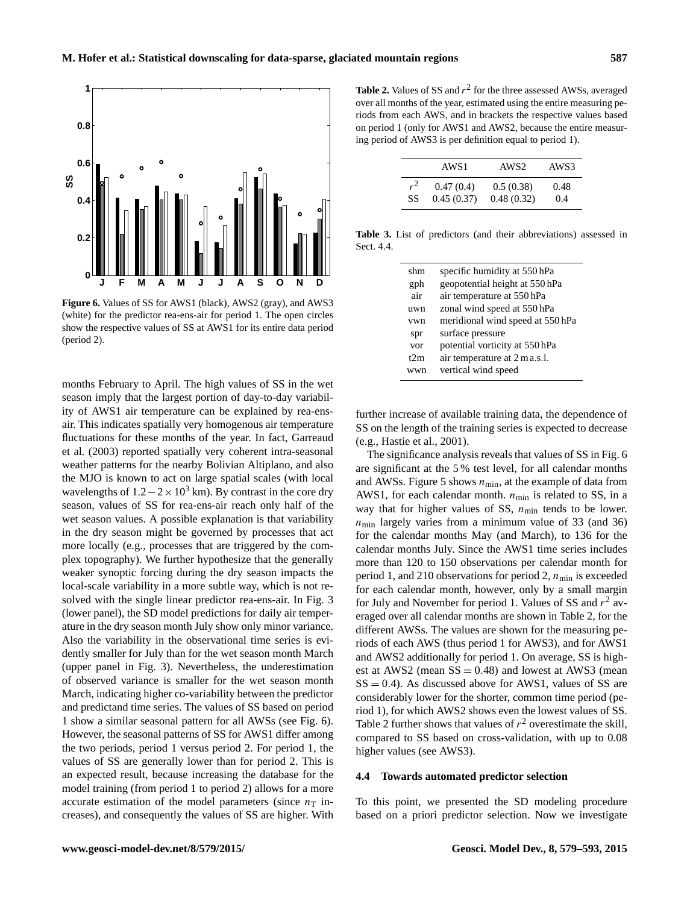**Figure 6.** Values of SS for AWS1 (black), AWS2 (gray), and AWS3 (white) for the predictor rea-ens-air for period 1. The open circles show the respective values of SS at AWS1 for its entire data period (period 2).

months February to April. The high values of SS in the wet season imply that the largest portion of day-to-day variability of AWS1 air temperature can be explained by rea-ens-air. This indicates spatially very homogenous air temperature fluctuations for these months of the year. In fact, Garreaud et al. (2003) reported spatially very coherent intra-seasonal weather patterns for the nearby Bolivian Altiplano, and also the MJO is known to act on large spatial scales (with local wavelengths of $1.2-2\times10^3$ km). By contrast in the core dry season, values of SS for rea-ens-air reach only half of the wet season values. A possible explanation is that variability in the dry season might be governed by processes that act more locally (e.g., processes that are triggered by the complex topography). We further hypothesize that the generally weaker synoptic forcing during the dry season impacts the local-scale variability in a more subtle way, which is not resolved with the single linear predictor rea-ens-air. In Fig. 3 (lower panel), the SD model predictions for daily air temperature in the dry season month July show only minor variance. Also the variability in the observational time series is evidently smaller for July than for the wet season month March (upper panel in Fig. 3). Nevertheless, the underestimation of observed variance is smaller for the wet season month March, indicating higher co-variability between the predictor and predictand time series. The values of SS based on period 1 show a similar seasonal pattern for all AWSs (see Fig. 6). However, the seasonal patterns of SS for AWS1 differ among the two periods, period 1 versus period 2. For period 1, the values of SS are generally lower than for period 2. This is an expected result, because increasing the database for the model training (from period 1 to period 2) allows for a more accurate estimation of the model parameters (since $n_\mathrm{T}$ increases), and consequently the values of SS are higher. With further increase of available training data, the dependence of SS on the length of the training series is expected to decrease (e.g., Hastie et al., 2001).

The significance analysis reveals that values of SS in Fig. 6 are significant at the 5 % test level, for all calendar months and AWSs. Figure 5 shows $n_\mathrm{min}$, at the example of data from AWS1, for each calendar month. $n_\mathrm{min}$ is related to SS, in a way that for higher values of SS, $n_\mathrm{min}$ tends to be lower. $n_\mathrm{min}$ largely varies from a minimum value of 33 (and 36) for the calendar months May (and March), to 136 for the calendar months July. Since the AWS1 time series includes more than 120 to 150 observations per calendar month for period 1, and 210 observations for period 2, $n_\mathrm{min}$ is exceeded for each calendar month, however, only by a small margin for July and November for period 1. Values of SS and $r^2$ averaged over all calendar months are shown in Table 2, for the different AWSs. The values are shown for the measuring periods of each AWS (thus period 1 for AWS3), and for AWS1 and AWS2 additionally for period 1. On average, SS is highest at AWS2 (mean SS = 0.48) and lowest at AWS3 (mean SS = 0.4). As discussed above for AWS1, values of SS are considerably lower for the shorter, common time period (period 1), for which AWS2 shows even the lowest values of SS. Table 2 further shows that values of $r^2$ overestimate the skill, compared to SS based on cross-validation, with up to 0.08 higher values (see AWS3).

**Table 2.** Values of SS and $r^2$ for the three assessed AWSs, averaged over all months of the year, estimated using the entire measuring periods from each AWS, and in brackets the respective values based on period 1 (only for AWS1 and AWS2, because the entire measuring period of AWS3 is per definition equal to period 1).

| | AWS1 | AWS2 | AWS3 |
|---|---|---|---|
| $r^2$ | 0.47 (0.4) | 0.5 (0.38) | 0.48 |
| SS | 0.45 (0.37) | 0.48 (0.32) | 0.4 |

**Table 3.** List of predictors (and their abbreviations) assessed in Sect. 4.4.

| | |
|---|---|
| shm | specific humidity at 550 hPa |
| gph | geopotential height at 550 hPa |
| air | air temperature at 550 hPa |
| uwn | zonal wind speed at 550 hPa |
| vwn | meridional wind speed at 550 hPa |
| spr | surface pressure |
| vor | potential vorticity at 550 hPa |
| t2m | air temperature at 2 m a.s.l. |
| wwn | vertical wind speed |

### 4.4 Towards automated predictor selection

To this point, we presented the SD modeling procedure based on a priori predictor selection. Now we investigate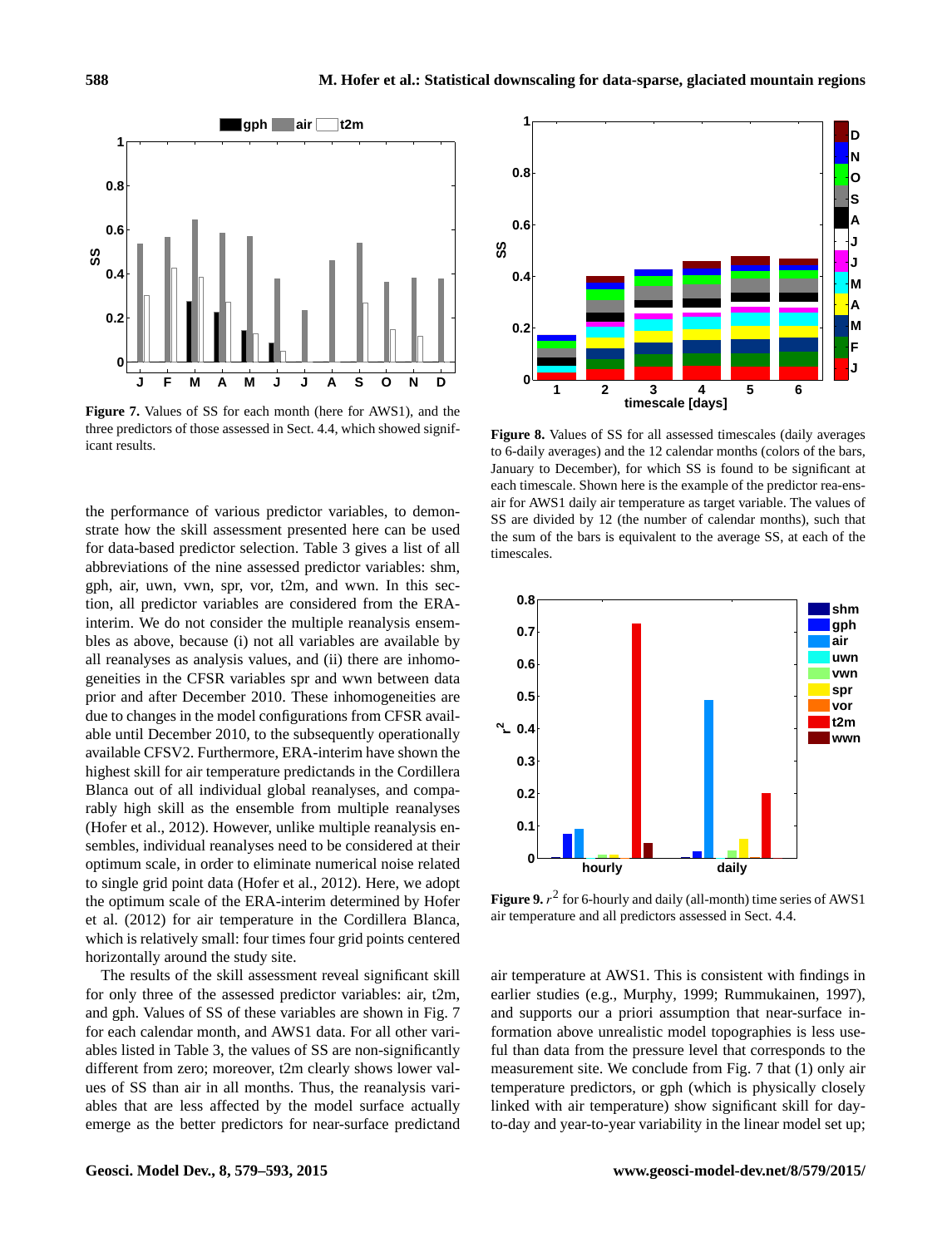**Figure 7.** Values of SS for each month (here for AWS1), and the three predictors of those assessed in Sect. 4.4, which showed significant results.

**Figure 8.** Values of SS for all assessed timescales (daily averages to 6-daily averages) and the 12 calendar months (colors of the bars, January to December), for which SS is found to be significant at each timescale. Shown here is the example of the predictor rea-ens-air for AWS1 daily air temperature as target variable. The values of SS are divided by 12 (the number of calendar months), such that the sum of the bars is equivalent to the average SS, at each of the timescales.

**Figure 9.** $r^2$ for 6-hourly and daily (all-month) time series of AWS1 air temperature and all predictors assessed in Sect. 4.4.

the performance of various predictor variables, to demonstrate how the skill assessment presented here can be used for data-based predictor selection. Table 3 gives a list of all abbreviations of the nine assessed predictor variables: shm, gph, air, uwn, vwn, spr, vor, t2m, and wwn. In this section, all predictor variables are considered from the ERA-interim. We do not consider the multiple reanalysis ensembles as above, because (i) not all variables are available by all reanalyses as analysis values, and (ii) there are inhomogeneities in the CFSR variables spr and wwn between data prior and after December 2010. These inhomogeneities are due to changes in the model configurations from CFSR available until December 2010, to the subsequently operationally available CFSV2. Furthermore, ERA-interim have shown the highest skill for air temperature predictands in the Cordillera Blanca out of all individual global reanalyses, and comparably high skill as the ensemble from multiple reanalyses (Hofer et al., 2012). However, unlike multiple reanalysis ensembles, individual reanalyses need to be considered at their optimum scale, in order to eliminate numerical noise related to single grid point data (Hofer et al., 2012). Here, we adopt the optimum scale of the ERA-interim determined by Hofer et al. (2012) for air temperature in the Cordillera Blanca, which is relatively small: four times four grid points centered horizontally around the study site.

The results of the skill assessment reveal significant skill for only three of the assessed predictor variables: air, t2m, and gph. Values of SS of these variables are shown in Fig. 7 for each calendar month, and AWS1 data. For all other variables listed in Table 3, the values of SS are non-significantly different from zero; moreover, t2m clearly shows lower values of SS than air in all months. Thus, the reanalysis variables that are less affected by the model surface actually emerge as the better predictors for near-surface predictand air temperature at AWS1. This is consistent with findings in earlier studies (e.g., Murphy, 1999; Rummukainen, 1997), and supports our a priori assumption that near-surface information above unrealistic model topographies is less useful than data from the pressure level that corresponds to the measurement site. We conclude from Fig. 7 that (1) only air temperature predictors, or gph (which is physically closely linked with air temperature) show significant skill for day-to-day and year-to-year variability in the linear model set up;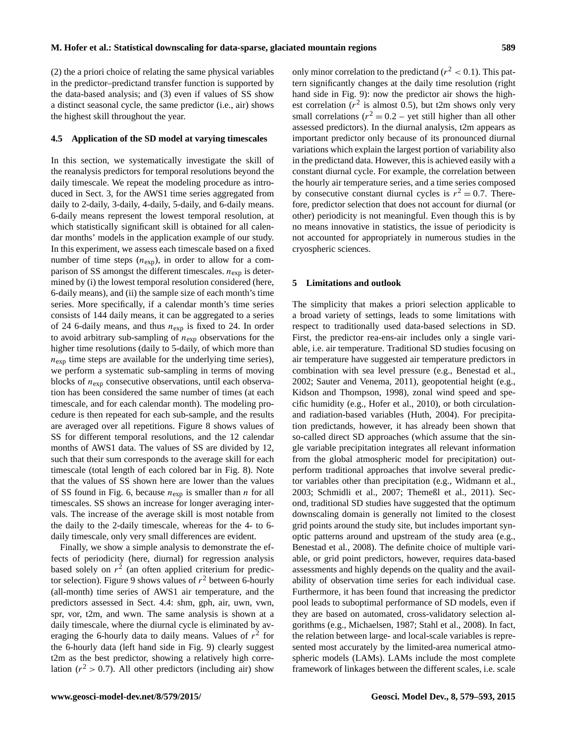(2) the a priori choice of relating the same physical variables in the predictor–predictand transfer function is supported by the data-based analysis; and (3) even if values of SS show a distinct seasonal cycle, the same predictor (i.e., air) shows the highest skill throughout the year.

### 4.5 Application of the SD model at varying timescales

In this section, we systematically investigate the skill of the reanalysis predictors for temporal resolutions beyond the daily timescale. We repeat the modeling procedure as introduced in Sect. 3, for the AWS1 time series aggregated from daily to 2-daily, 3-daily, 4-daily, 5-daily, and 6-daily means. 6-daily means represent the lowest temporal resolution, at which statistically significant skill is obtained for all calendar months' models in the application example of our study. In this experiment, we assess each timescale based on a fixed number of time steps ($n_{\mathrm{exp}}$), in order to allow for a comparison of SS amongst the different timescales. $n_{\mathrm{exp}}$ is determined by (i) the lowest temporal resolution considered (here, 6-daily means), and (ii) the sample size of each month's time series. More specifically, if a calendar month's time series consists of 144 daily means, it can be aggregated to a series of 24 6-daily means, and thus $n_{\mathrm{exp}}$ is fixed to 24. In order to avoid arbitrary sub-sampling of $n_{\mathrm{exp}}$ observations for the higher time resolutions (daily to 5-daily, of which more than $n_{\mathrm{exp}}$ time steps are available for the underlying time series), we perform a systematic sub-sampling in terms of moving blocks of $n_{\mathrm{exp}}$ consecutive observations, until each observation has been considered the same number of times (at each timescale, and for each calendar month). The modeling procedure is then repeated for each sub-sample, and the results are averaged over all repetitions. Figure 8 shows values of SS for different temporal resolutions, and the 12 calendar months of AWS1 data. The values of SS are divided by 12, such that their sum corresponds to the average skill for each timescale (total length of each colored bar in Fig. 8). Note that the values of SS shown here are lower than the values of SS found in Fig. 6, because $n_{\mathrm{exp}}$ is smaller than $n$ for all timescales. SS shows an increase for longer averaging intervals. The increase of the average skill is most notable from the daily to the 2-daily timescale, whereas for the 4- to 6-daily timescale, only very small differences are evident.

Finally, we show a simple analysis to demonstrate the effects of periodicity (here, diurnal) for regression analysis based solely on $r^2$ (an often applied criterium for predictor selection). Figure 9 shows values of $r^2$ between 6-hourly (all-month) time series of AWS1 air temperature, and the predictors assessed in Sect. 4.4: shm, gph, air, uwn, vwn, spr, vor, t2m, and wwn. The same analysis is shown at a daily timescale, where the diurnal cycle is eliminated by averaging the 6-hourly data to daily means. Values of $r^2$ for the 6-hourly data (left hand side in Fig. 9) clearly suggest t2m as the best predictor, showing a relatively high correlation ($r^2 > 0.7$). All other predictors (including air) show only minor correlation to the predictand ($r^2 < 0.1$). This pattern significantly changes at the daily time resolution (right hand side in Fig. 9): now the predictor air shows the highest correlation ($r^2$ is almost 0.5), but t2m shows only very small correlations ($r^2 = 0.2$ – yet still higher than all other assessed predictors). In the diurnal analysis, t2m appears as important predictor only because of its pronounced diurnal variations which explain the largest portion of variability also in the predictand data. However, this is achieved easily with a constant diurnal cycle. For example, the correlation between the hourly air temperature series, and a time series composed by consecutive constant diurnal cycles is $r^2 = 0.7$. Therefore, predictor selection that does not account for diurnal (or other) periodicity is not meaningful. Even though this is by no means innovative in statistics, the issue of periodicity is not accounted for appropriately in numerous studies in the cryospheric sciences.

## 5 Limitations and outlook

The simplicity that makes a priori selection applicable to a broad variety of settings, leads to some limitations with respect to traditionally used data-based selections in SD. First, the predictor rea-ens-air includes only a single variable, i.e. air temperature. Traditional SD studies focusing on air temperature have suggested air temperature predictors in combination with sea level pressure (e.g., Benestad et al., 2002; Sauter and Venema, 2011), geopotential height (e.g., Kidson and Thompson, 1998), zonal wind speed and specific humidity (e.g., Hofer et al., 2010), or both circulation- and radiation-based variables (Huth, 2004). For precipitation predictands, however, it has already been shown that so-called direct SD approaches (which assume that the single variable precipitation integrates all relevant information from the global atmospheric model for precipitation) outperform traditional approaches that involve several predictor variables other than precipitation (e.g., Widmann et al., 2003; Schmidli et al., 2007; Themeßl et al., 2011). Second, traditional SD studies have suggested that the optimum downscaling domain is generally not limited to the closest grid points around the study site, but includes important synoptic patterns around and upstream of the study area (e.g., Benestad et al., 2008). The definite choice of multiple variable, or grid point predictors, however, requires data-based assessments and highly depends on the quality and the availability of observation time series for each individual case. Furthermore, it has been found that increasing the predictor pool leads to suboptimal performance of SD models, even if they are based on automated, cross-validatory selection algorithms (e.g., Michaelsen, 1987; Stahl et al., 2008). In fact, the relation between large- and local-scale variables is represented most accurately by the limited-area numerical atmospheric models (LAMs). LAMs include the most complete framework of linkages between the different scales, i.e. scale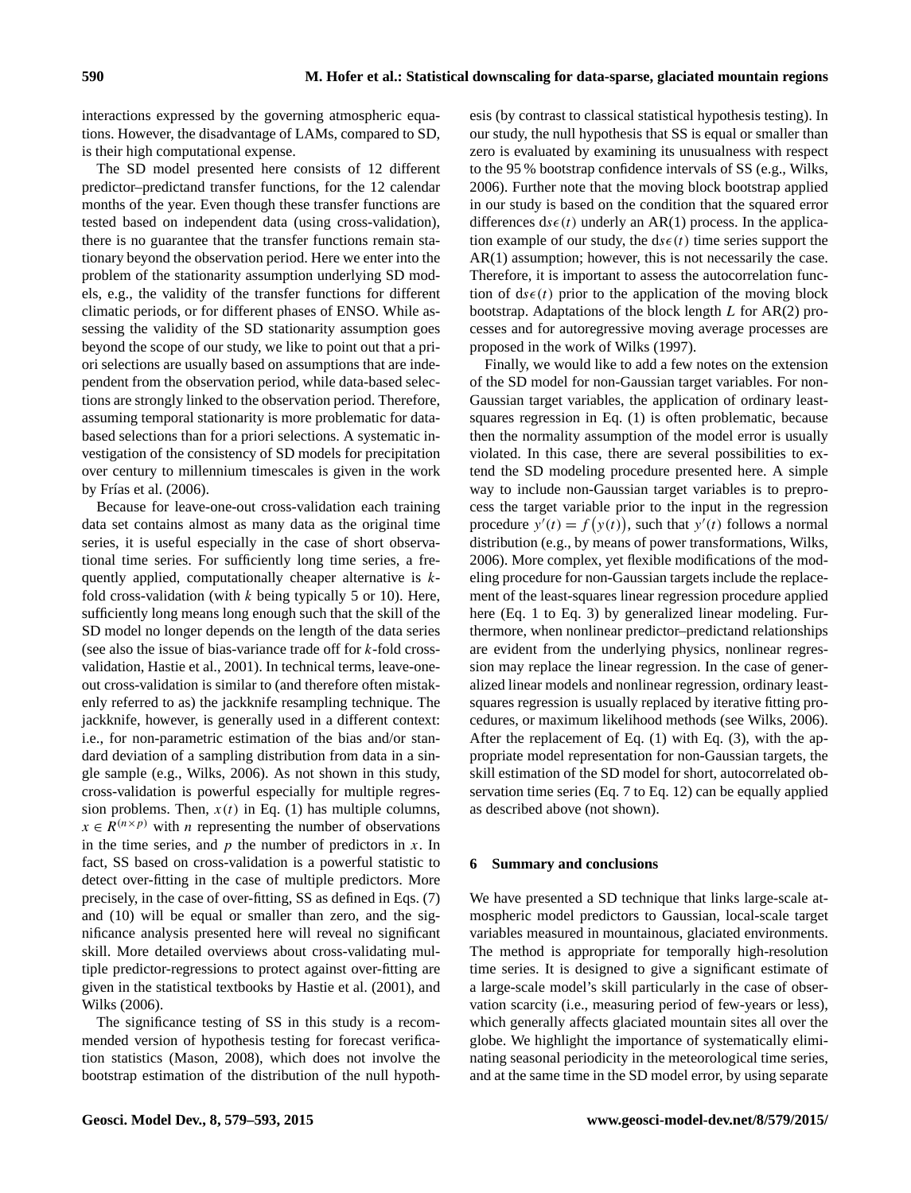interactions expressed by the governing atmospheric equations. However, the disadvantage of LAMs, compared to SD, is their high computational expense.

The SD model presented here consists of 12 different predictor–predictand transfer functions, for the 12 calendar months of the year. Even though these transfer functions are tested based on independent data (using cross-validation), there is no guarantee that the transfer functions remain stationary beyond the observation period. Here we enter into the problem of the stationarity assumption underlying SD models, e.g., the validity of the transfer functions for different climatic periods, or for different phases of ENSO. While assessing the validity of the SD stationarity assumption goes beyond the scope of our study, we like to point out that a priori selections are usually based on assumptions that are independent from the observation period, while data-based selections are strongly linked to the observation period. Therefore, assuming temporal stationarity is more problematic for data-based selections than for a priori selections. A systematic investigation of the consistency of SD models for precipitation over century to millennium timescales is given in the work by Frías et al. (2006).

Because for leave-one-out cross-validation each training data set contains almost as many data as the original time series, it is useful especially in the case of short observational time series. For sufficiently long time series, a frequently applied, computationally cheaper alternative is $k$-fold cross-validation (with $k$ being typically 5 or 10). Here, sufficiently long means long enough such that the skill of the SD model no longer depends on the length of the data series (see also the issue of bias-variance trade off for $k$-fold cross-validation, Hastie et al., 2001). In technical terms, leave-one-out cross-validation is similar to (and therefore often mistakenly referred to as) the jackknife resampling technique. The jackknife, however, is generally used in a different context: i.e., for non-parametric estimation of the bias and/or standard deviation of a sampling distribution from data in a single sample (e.g., Wilks, 2006). As not shown in this study, cross-validation is powerful especially for multiple regression problems. Then, $x(t)$ in Eq. (1) has multiple columns, $x \in R^{(n \times p)}$ with $n$ representing the number of observations in the time series, and $p$ the number of predictors in $x$. In fact, SS based on cross-validation is a powerful statistic to detect over-fitting in the case of multiple predictors. More precisely, in the case of over-fitting, SS as defined in Eqs. (7) and (10) will be equal or smaller than zero, and the significance analysis presented here will reveal no significant skill. More detailed overviews about cross-validating multiple predictor-regressions to protect against over-fitting are given in the statistical textbooks by Hastie et al. (2001), and Wilks (2006).

The significance testing of SS in this study is a recommended version of hypothesis testing for forecast verification statistics (Mason, 2008), which does not involve the bootstrap estimation of the distribution of the null hypothesis (by contrast to classical statistical hypothesis testing). In our study, the null hypothesis that SS is equal or smaller than zero is evaluated by examining its unusualness with respect to the 95 % bootstrap confidence intervals of SS (e.g., Wilks, 2006). Further note that the moving block bootstrap applied in our study is based on the condition that the squared error differences $\mathrm{d}s\epsilon(t)$ underly an AR(1) process. In the application example of our study, the $\mathrm{d}s\epsilon(t)$ time series support the AR(1) assumption; however, this is not necessarily the case. Therefore, it is important to assess the autocorrelation function of $\mathrm{d}s\epsilon(t)$ prior to the application of the moving block bootstrap. Adaptations of the block length $L$ for AR(2) processes and for autoregressive moving average processes are proposed in the work of Wilks (1997).

Finally, we would like to add a few notes on the extension of the SD model for non-Gaussian target variables. For non-Gaussian target variables, the application of ordinary least-squares regression in Eq. (1) is often problematic, because then the normality assumption of the model error is usually violated. In this case, there are several possibilities to extend the SD modeling procedure presented here. A simple way to include non-Gaussian target variables is to preprocess the target variable prior to the input in the regression procedure $y'(t) = f\big(y(t)\big)$, such that $y'(t)$ follows a normal distribution (e.g., by means of power transformations, Wilks, 2006). More complex, yet flexible modifications of the modeling procedure for non-Gaussian targets include the replacement of the least-squares linear regression procedure applied here (Eq. 1 to Eq. 3) by generalized linear modeling. Furthermore, when nonlinear predictor–predictand relationships are evident from the underlying physics, nonlinear regression may replace the linear regression. In the case of generalized linear models and nonlinear regression, ordinary least-squares regression is usually replaced by iterative fitting procedures, or maximum likelihood methods (see Wilks, 2006). After the replacement of Eq. (1) with Eq. (3), with the appropriate model representation for non-Gaussian targets, the skill estimation of the SD model for short, autocorrelated observation time series (Eq. 7 to Eq. 12) can be equally applied as described above (not shown).

## 6 Summary and conclusions

We have presented a SD technique that links large-scale atmospheric model predictors to Gaussian, local-scale target variables measured in mountainous, glaciated environments. The method is appropriate for temporally high-resolution time series. It is designed to give a significant estimate of a large-scale model's skill particularly in the case of observation scarcity (i.e., measuring period of few-years or less), which generally affects glaciated mountain sites all over the globe. We highlight the importance of systematically eliminating seasonal periodicity in the meteorological time series, and at the same time in the SD model error, by using separate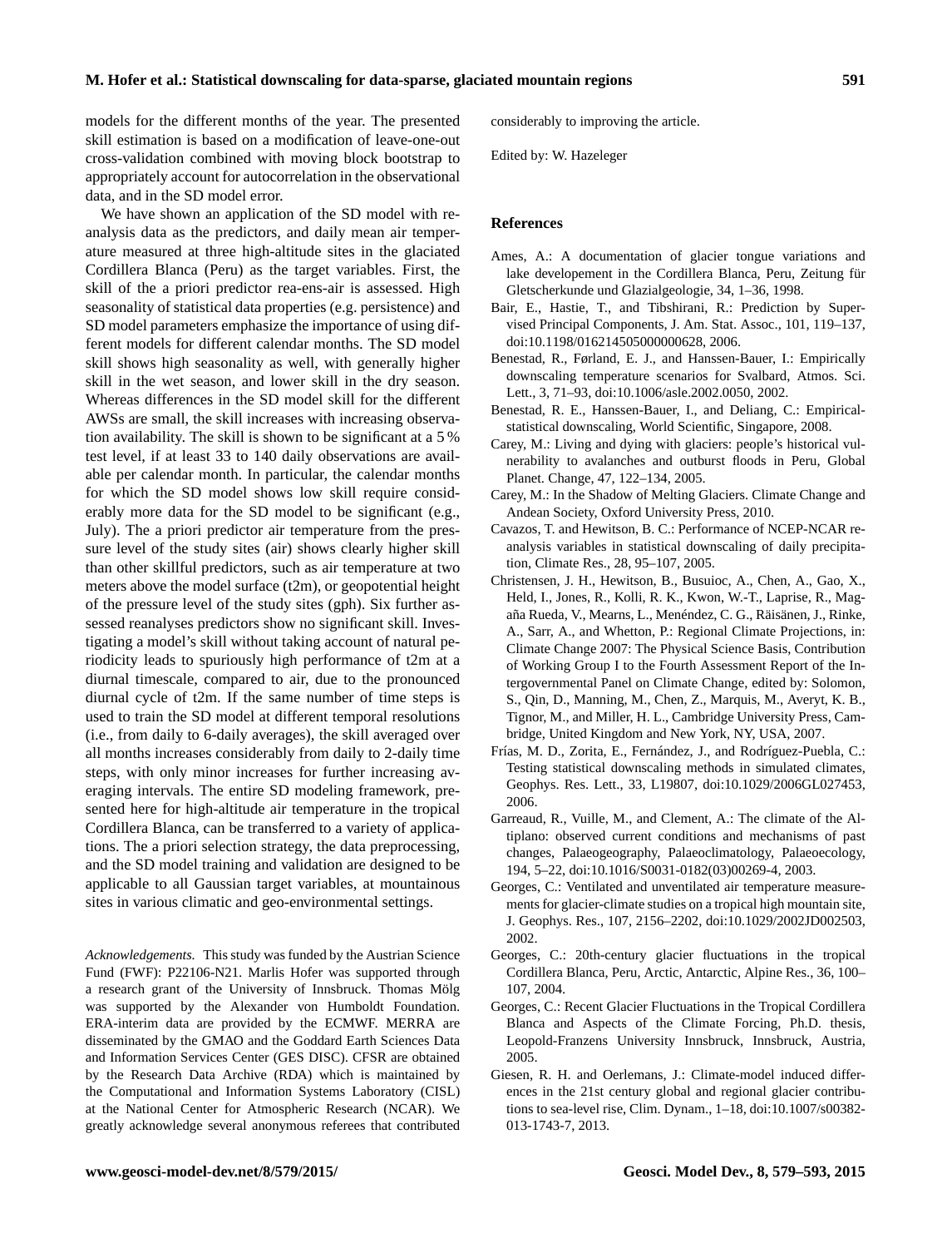models for the different months of the year. The presented skill estimation is based on a modification of leave-one-out cross-validation combined with moving block bootstrap to appropriately account for autocorrelation in the observational data, and in the SD model error.

We have shown an application of the SD model with reanalysis data as the predictors, and daily mean air temperature measured at three high-altitude sites in the glaciated Cordillera Blanca (Peru) as the target variables. First, the skill of the a priori predictor rea-ens-air is assessed. High seasonality of statistical data properties (e.g. persistence) and SD model parameters emphasize the importance of using different models for different calendar months. The SD model skill shows high seasonality as well, with generally higher skill in the wet season, and lower skill in the dry season. Whereas differences in the SD model skill for the different AWSs are small, the skill increases with increasing observation availability. The skill is shown to be significant at a 5 % test level, if at least 33 to 140 daily observations are available per calendar month. In particular, the calendar months for which the SD model shows low skill require considerably more data for the SD model to be significant (e.g., July). The a priori predictor air temperature from the pressure level of the study sites (air) shows clearly higher skill than other skillful predictors, such as air temperature at two meters above the model surface (t2m), or geopotential height of the pressure level of the study sites (gph). Six further assessed reanalyses predictors show no significant skill. Investigating a model's skill without taking account of natural periodicity leads to spuriously high performance of t2m at a diurnal timescale, compared to air, due to the pronounced diurnal cycle of t2m. If the same number of time steps is used to train the SD model at different temporal resolutions (i.e., from daily to 6-daily averages), the skill averaged over all months increases considerably from daily to 2-daily time steps, with only minor increases for further increasing averaging intervals. The entire SD modeling framework, presented here for high-altitude air temperature in the tropical Cordillera Blanca, can be transferred to a variety of applications. The a priori selection strategy, the data preprocessing, and the SD model training and validation are designed to be applicable to all Gaussian target variables, at mountainous sites in various climatic and geo-environmental settings.

*Acknowledgements.* This study was funded by the Austrian Science Fund (FWF): P22106-N21. Marlis Hofer was supported through a research grant of the University of Innsbruck. Thomas Mölg was supported by the Alexander von Humboldt Foundation. ERA-interim data are provided by the ECMWF. MERRA are disseminated by the GMAO and the Goddard Earth Sciences Data and Information Services Center (GES DISC). CFSR are obtained by the Research Data Archive (RDA) which is maintained by the Computational and Information Systems Laboratory (CISL) at the National Center for Atmospheric Research (NCAR). We greatly acknowledge several anonymous referees that contributed considerably to improving the article.

Edited by: W. Hazeleger

## References

Ames, A.: A documentation of glacier tongue variations and lake developement in the Cordillera Blanca, Peru, Zeitung für Gletscherkunde und Glazialgeologie, 34, 1–36, 1998.

Bair, E., Hastie, T., and Tibshirani, R.: Prediction by Supervised Principal Components, J. Am. Stat. Assoc., 101, 119–137, doi:10.1198/016214505000000628, 2006.

Benestad, R., Førland, E. J., and Hanssen-Bauer, I.: Empirically downscaling temperature scenarios for Svalbard, Atmos. Sci. Lett., 3, 71–93, doi:10.1006/asle.2002.0050, 2002.

Benestad, R. E., Hanssen-Bauer, I., and Deliang, C.: Empirical-statistical downscaling, World Scientific, Singapore, 2008.

Carey, M.: Living and dying with glaciers: people's historical vulnerability to avalanches and outburst floods in Peru, Global Planet. Change, 47, 122–134, 2005.

Carey, M.: In the Shadow of Melting Glaciers. Climate Change and Andean Society, Oxford University Press, 2010.

Cavazos, T. and Hewitson, B. C.: Performance of NCEP-NCAR reanalysis variables in statistical downscaling of daily precipitation, Climate Res., 28, 95–107, 2005.

Christensen, J. H., Hewitson, B., Busuioc, A., Chen, A., Gao, X., Held, I., Jones, R., Kolli, R. K., Kwon, W.-T., Laprise, R., Magaña Rueda, V., Mearns, L., Menéndez, C. G., Räisänen, J., Rinke, A., Sarr, A., and Whetton, P.: Regional Climate Projections, in: Climate Change 2007: The Physical Science Basis, Contribution of Working Group I to the Fourth Assessment Report of the Intergovernmental Panel on Climate Change, edited by: Solomon, S., Qin, D., Manning, M., Chen, Z., Marquis, M., Averyt, K. B., Tignor, M., and Miller, H. L., Cambridge University Press, Cambridge, United Kingdom and New York, NY, USA, 2007.

Frías, M. D., Zorita, E., Fernández, J., and Rodríguez-Puebla, C.: Testing statistical downscaling methods in simulated climates, Geophys. Res. Lett., 33, L19807, doi:10.1029/2006GL027453, 2006.

Garreaud, R., Vuille, M., and Clement, A.: The climate of the Altiplano: observed current conditions and mechanisms of past changes, Palaeogeography, Palaeoclimatology, Palaeoecology, 194, 5–22, doi:10.1016/S0031-0182(03)00269-4, 2003.

Georges, C.: Ventilated and unventilated air temperature measurements for glacier-climate studies on a tropical high mountain site, J. Geophys. Res., 107, 2156–2202, doi:10.1029/2002JD002503, 2002.

Georges, C.: 20th-century glacier fluctuations in the tropical Cordillera Blanca, Peru, Arctic, Antarctic, Alpine Res., 36, 100–107, 2004.

Georges, C.: Recent Glacier Fluctuations in the Tropical Cordillera Blanca and Aspects of the Climate Forcing, Ph.D. thesis, Leopold-Franzens University Innsbruck, Innsbruck, Austria, 2005.

Giesen, R. H. and Oerlemans, J.: Climate-model induced differences in the 21st century global and regional glacier contributions to sea-level rise, Clim. Dynam., 1–18, doi:10.1007/s00382-013-1743-7, 2013.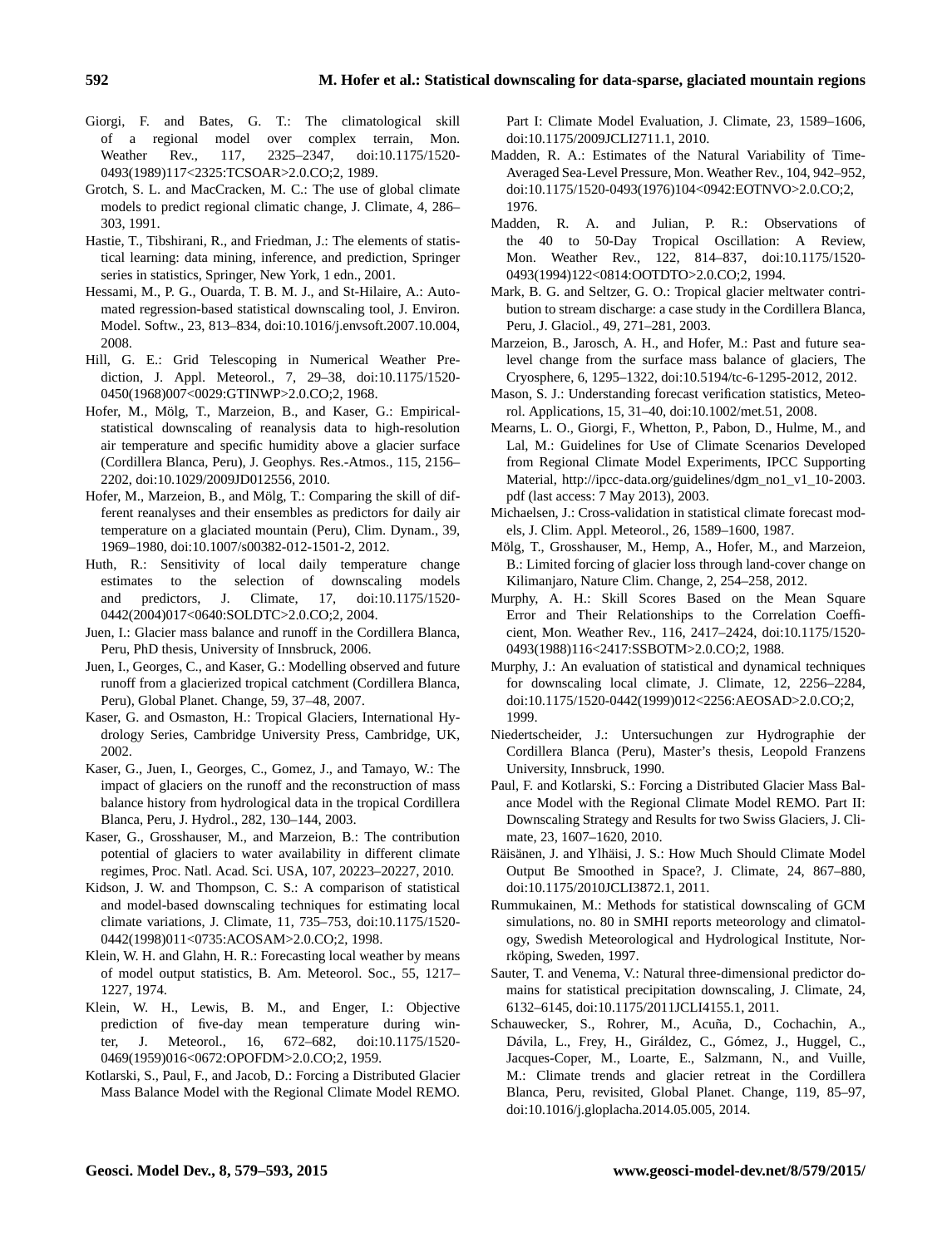Giorgi, F. and Bates, G. T.: The climatological skill of a regional model over complex terrain, Mon. Weather Rev., 117, 2325–2347, doi:10.1175/1520-0493(1989)117<2325:TCSOAR>2.0.CO;2, 1989.

Grotch, S. L. and MacCracken, M. C.: The use of global climate models to predict regional climatic change, J. Climate, 4, 286–303, 1991.

Hastie, T., Tibshirani, R., and Friedman, J.: The elements of statistical learning: data mining, inference, and prediction, Springer series in statistics, Springer, New York, 1 edn., 2001.

Hessami, M., P. G., Ouarda, T. B. M. J., and St-Hilaire, A.: Automated regression-based statistical downscaling tool, J. Environ. Model. Softw., 23, 813–834, doi:10.1016/j.envsoft.2007.10.004, 2008.

Hill, G. E.: Grid Telescoping in Numerical Weather Prediction, J. Appl. Meteorol., 7, 29–38, doi:10.1175/1520-0450(1968)007<0029:GTINWP>2.0.CO;2, 1968.

Hofer, M., Mölg, T., Marzeion, B., and Kaser, G.: Empirical-statistical downscaling of reanalysis data to high-resolution air temperature and specific humidity above a glacier surface (Cordillera Blanca, Peru), J. Geophys. Res.-Atmos., 115, 2156–2202, doi:10.1029/2009JD012556, 2010.

Hofer, M., Marzeion, B., and Mölg, T.: Comparing the skill of different reanalyses and their ensembles as predictors for daily air temperature on a glaciated mountain (Peru), Clim. Dynam., 39, 1969–1980, doi:10.1007/s00382-012-1501-2, 2012.

Huth, R.: Sensitivity of local daily temperature change estimates to the selection of downscaling models and predictors, J. Climate, 17, doi:10.1175/1520-0442(2004)017<0640:SOLDTC>2.0.CO;2, 2004.

Juen, I.: Glacier mass balance and runoff in the Cordillera Blanca, Peru, PhD thesis, University of Innsbruck, 2006.

Juen, I., Georges, C., and Kaser, G.: Modelling observed and future runoff from a glacierized tropical catchment (Cordillera Blanca, Peru), Global Planet. Change, 59, 37–48, 2007.

Kaser, G. and Osmaston, H.: Tropical Glaciers, International Hydrology Series, Cambridge University Press, Cambridge, UK, 2002.

Kaser, G., Juen, I., Georges, C., Gomez, J., and Tamayo, W.: The impact of glaciers on the runoff and the reconstruction of mass balance history from hydrological data in the tropical Cordillera Blanca, Peru, J. Hydrol., 282, 130–144, 2003.

Kaser, G., Grosshauser, M., and Marzeion, B.: The contribution potential of glaciers to water availability in different climate regimes, Proc. Natl. Acad. Sci. USA, 107, 20223–20227, 2010.

Kidson, J. W. and Thompson, C. S.: A comparison of statistical and model-based downscaling techniques for estimating local climate variations, J. Climate, 11, 735–753, doi:10.1175/1520-0442(1998)011<0735:ACOSAM>2.0.CO;2, 1998.

Klein, W. H. and Glahn, H. R.: Forecasting local weather by means of model output statistics, B. Am. Meteorol. Soc., 55, 1217–1227, 1974.

Klein, W. H., Lewis, B. M., and Enger, I.: Objective prediction of five-day mean temperature during winter, J. Meteorol., 16, 672–682, doi:10.1175/1520-0469(1959)016<0672:OPOFDM>2.0.CO;2, 1959.

Kotlarski, S., Paul, F., and Jacob, D.: Forcing a Distributed Glacier Mass Balance Model with the Regional Climate Model REMO. Part I: Climate Model Evaluation, J. Climate, 23, 1589–1606, doi:10.1175/2009JCLI2711.1, 2010.

Madden, R. A.: Estimates of the Natural Variability of Time-Averaged Sea-Level Pressure, Mon. Weather Rev., 104, 942–952, doi:10.1175/1520-0493(1976)104<0942:EOTNVO>2.0.CO;2, 1976.

Madden, R. A. and Julian, P. R.: Observations of the 40 to 50-Day Tropical Oscillation: A Review, Mon. Weather Rev., 122, 814–837, doi:10.1175/1520-0493(1994)122<0814:OOTDTO>2.0.CO;2, 1994.

Mark, B. G. and Seltzer, G. O.: Tropical glacier meltwater contribution to stream discharge: a case study in the Cordillera Blanca, Peru, J. Glaciol., 49, 271–281, 2003.

Marzeion, B., Jarosch, A. H., and Hofer, M.: Past and future sea-level change from the surface mass balance of glaciers, The Cryosphere, 6, 1295–1322, doi:10.5194/tc-6-1295-2012, 2012.

Mason, S. J.: Understanding forecast verification statistics, Meteorol. Applications, 15, 31–40, doi:10.1002/met.51, 2008.

Mearns, L. O., Giorgi, F., Whetton, P., Pabon, D., Hulme, M., and Lal, M.: Guidelines for Use of Climate Scenarios Developed from Regional Climate Model Experiments, IPCC Supporting Material, http://ipcc-data.org/guidelines/dgm_no1_v1_10-2003.pdf (last access: 7 May 2013), 2003.

Michaelsen, J.: Cross-validation in statistical climate forecast models, J. Clim. Appl. Meteorol., 26, 1589–1600, 1987.

Mölg, T., Grosshauser, M., Hemp, A., Hofer, M., and Marzeion, B.: Limited forcing of glacier loss through land-cover change on Kilimanjaro, Nature Clim. Change, 2, 254–258, 2012.

Murphy, A. H.: Skill Scores Based on the Mean Square Error and Their Relationships to the Correlation Coefficient, Mon. Weather Rev., 116, 2417–2424, doi:10.1175/1520-0493(1988)116<2417:SSBOTM>2.0.CO;2, 1988.

Murphy, J.: An evaluation of statistical and dynamical techniques for downscaling local climate, J. Climate, 12, 2256–2284, doi:10.1175/1520-0442(1999)012<2256:AEOSAD>2.0.CO;2, 1999.

Niedertscheider, J.: Untersuchungen zur Hydrographie der Cordillera Blanca (Peru), Master's thesis, Leopold Franzens University, Innsbruck, 1990.

Paul, F. and Kotlarski, S.: Forcing a Distributed Glacier Mass Balance Model with the Regional Climate Model REMO. Part II: Downscaling Strategy and Results for two Swiss Glaciers, J. Climate, 23, 1607–1620, 2010.

Räisänen, J. and Ylhäisi, J. S.: How Much Should Climate Model Output Be Smoothed in Space?, J. Climate, 24, 867–880, doi:10.1175/2010JCLI3872.1, 2011.

Rummukainen, M.: Methods for statistical downscaling of GCM simulations, no. 80 in SMHI reports meteorology and climatology, Swedish Meteorological and Hydrological Institute, Norrköping, Sweden, 1997.

Sauter, T. and Venema, V.: Natural three-dimensional predictor domains for statistical precipitation downscaling, J. Climate, 24, 6132–6145, doi:10.1175/2011JCLI4155.1, 2011.

Schauwecker, S., Rohrer, M., Acuña, D., Cochachin, A., Dávila, L., Frey, H., Giráldez, C., Gómez, J., Huggel, C., Jacques-Coper, M., Loarte, E., Salzmann, N., and Vuille, M.: Climate trends and glacier retreat in the Cordillera Blanca, Peru, revisited, Global Planet. Change, 119, 85–97, doi:10.1016/j.gloplacha.2014.05.005, 2014.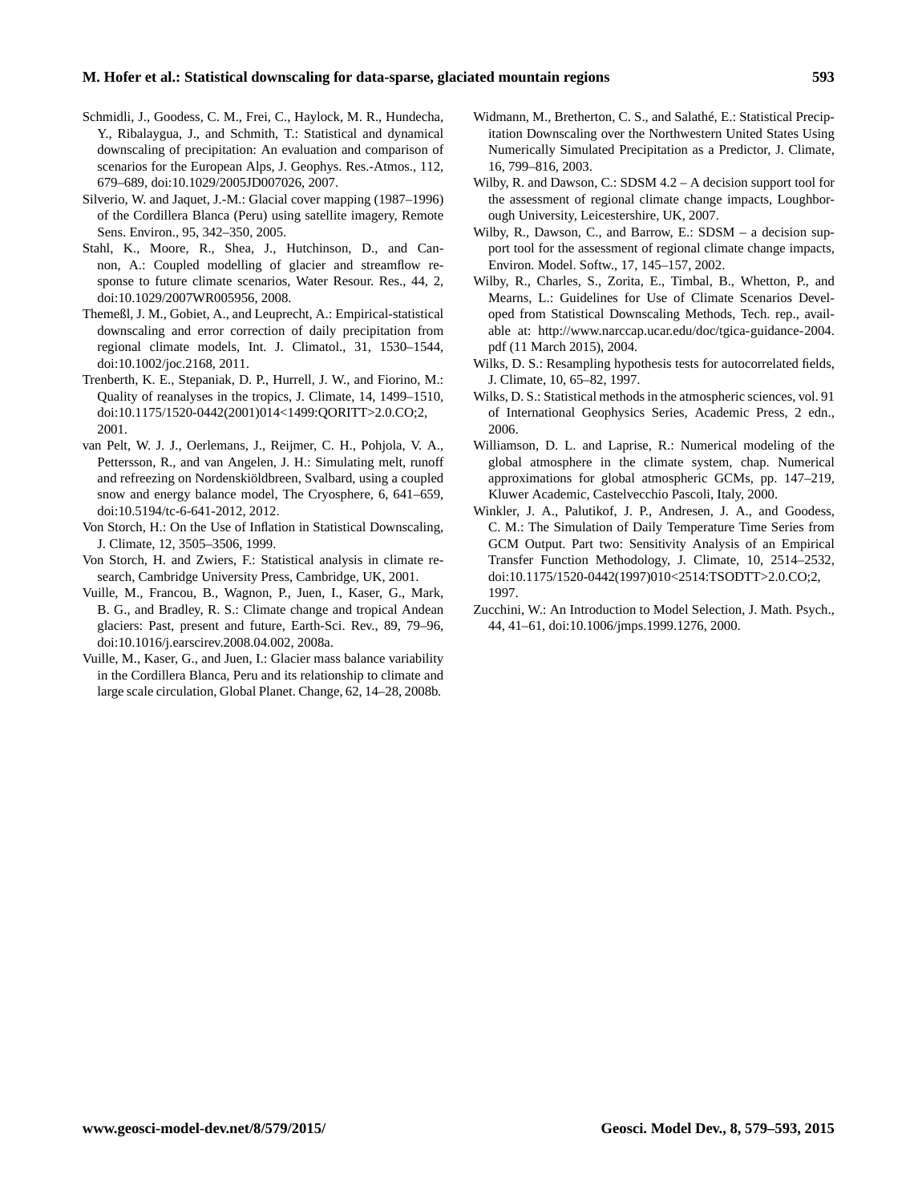Schmidli, J., Goodess, C. M., Frei, C., Haylock, M. R., Hundecha, Y., Ribalaygua, J., and Schmith, T.: Statistical and dynamical downscaling of precipitation: An evaluation and comparison of scenarios for the European Alps, J. Geophys. Res.-Atmos., 112, 679–689, doi:10.1029/2005JD007026, 2007.

Silverio, W. and Jaquet, J.-M.: Glacial cover mapping (1987–1996) of the Cordillera Blanca (Peru) using satellite imagery, Remote Sens. Environ., 95, 342–350, 2005.

Stahl, K., Moore, R., Shea, J., Hutchinson, D., and Cannon, A.: Coupled modelling of glacier and streamflow response to future climate scenarios, Water Resour. Res., 44, 2, doi:10.1029/2007WR005956, 2008.

Themeßl, J. M., Gobiet, A., and Leuprecht, A.: Empirical-statistical downscaling and error correction of daily precipitation from regional climate models, Int. J. Climatol., 31, 1530–1544, doi:10.1002/joc.2168, 2011.

Trenberth, K. E., Stepaniak, D. P., Hurrell, J. W., and Fiorino, M.: Quality of reanalyses in the tropics, J. Climate, 14, 1499–1510, doi:10.1175/1520-0442(2001)014<1499:QORITT>2.0.CO;2, 2001.

van Pelt, W. J. J., Oerlemans, J., Reijmer, C. H., Pohjola, V. A., Pettersson, R., and van Angelen, J. H.: Simulating melt, runoff and refreezing on Nordenskiöldbreen, Svalbard, using a coupled snow and energy balance model, The Cryosphere, 6, 641–659, doi:10.5194/tc-6-641-2012, 2012.

Von Storch, H.: On the Use of Inflation in Statistical Downscaling, J. Climate, 12, 3505–3506, 1999.

Von Storch, H. and Zwiers, F.: Statistical analysis in climate research, Cambridge University Press, Cambridge, UK, 2001.

Vuille, M., Francou, B., Wagnon, P., Juen, I., Kaser, G., Mark, B. G., and Bradley, R. S.: Climate change and tropical Andean glaciers: Past, present and future, Earth-Sci. Rev., 89, 79–96, doi:10.1016/j.earscirev.2008.04.002, 2008a.

Vuille, M., Kaser, G., and Juen, I.: Glacier mass balance variability in the Cordillera Blanca, Peru and its relationship to climate and large scale circulation, Global Planet. Change, 62, 14–28, 2008b.

Widmann, M., Bretherton, C. S., and Salathé, E.: Statistical Precipitation Downscaling over the Northwestern United States Using Numerically Simulated Precipitation as a Predictor, J. Climate, 16, 799–816, 2003.

Wilby, R. and Dawson, C.: SDSM 4.2 – A decision support tool for the assessment of regional climate change impacts, Loughborough University, Leicestershire, UK, 2007.

Wilby, R., Dawson, C., and Barrow, E.: SDSM – a decision support tool for the assessment of regional climate change impacts, Environ. Model. Softw., 17, 145–157, 2002.

Wilby, R., Charles, S., Zorita, E., Timbal, B., Whetton, P., and Mearns, L.: Guidelines for Use of Climate Scenarios Developed from Statistical Downscaling Methods, Tech. rep., available at: http://www.narccap.ucar.edu/doc/tgica-guidance-2004.pdf (11 March 2015), 2004.

Wilks, D. S.: Resampling hypothesis tests for autocorrelated fields, J. Climate, 10, 65–82, 1997.

Wilks, D. S.: Statistical methods in the atmospheric sciences, vol. 91 of International Geophysics Series, Academic Press, 2 edn., 2006.

Williamson, D. L. and Laprise, R.: Numerical modeling of the global atmosphere in the climate system, chap. Numerical approximations for global atmospheric GCMs, pp. 147–219, Kluwer Academic, Castelvecchio Pascoli, Italy, 2000.

Winkler, J. A., Palutikof, J. P., Andresen, J. A., and Goodess, C. M.: The Simulation of Daily Temperature Time Series from GCM Output. Part two: Sensitivity Analysis of an Empirical Transfer Function Methodology, J. Climate, 10, 2514–2532, doi:10.1175/1520-0442(1997)010<2514:TSODTT>2.0.CO;2, 1997.

Zucchini, W.: An Introduction to Model Selection, J. Math. Psych., 44, 41–61, doi:10.1006/jmps.1999.1276, 2000.